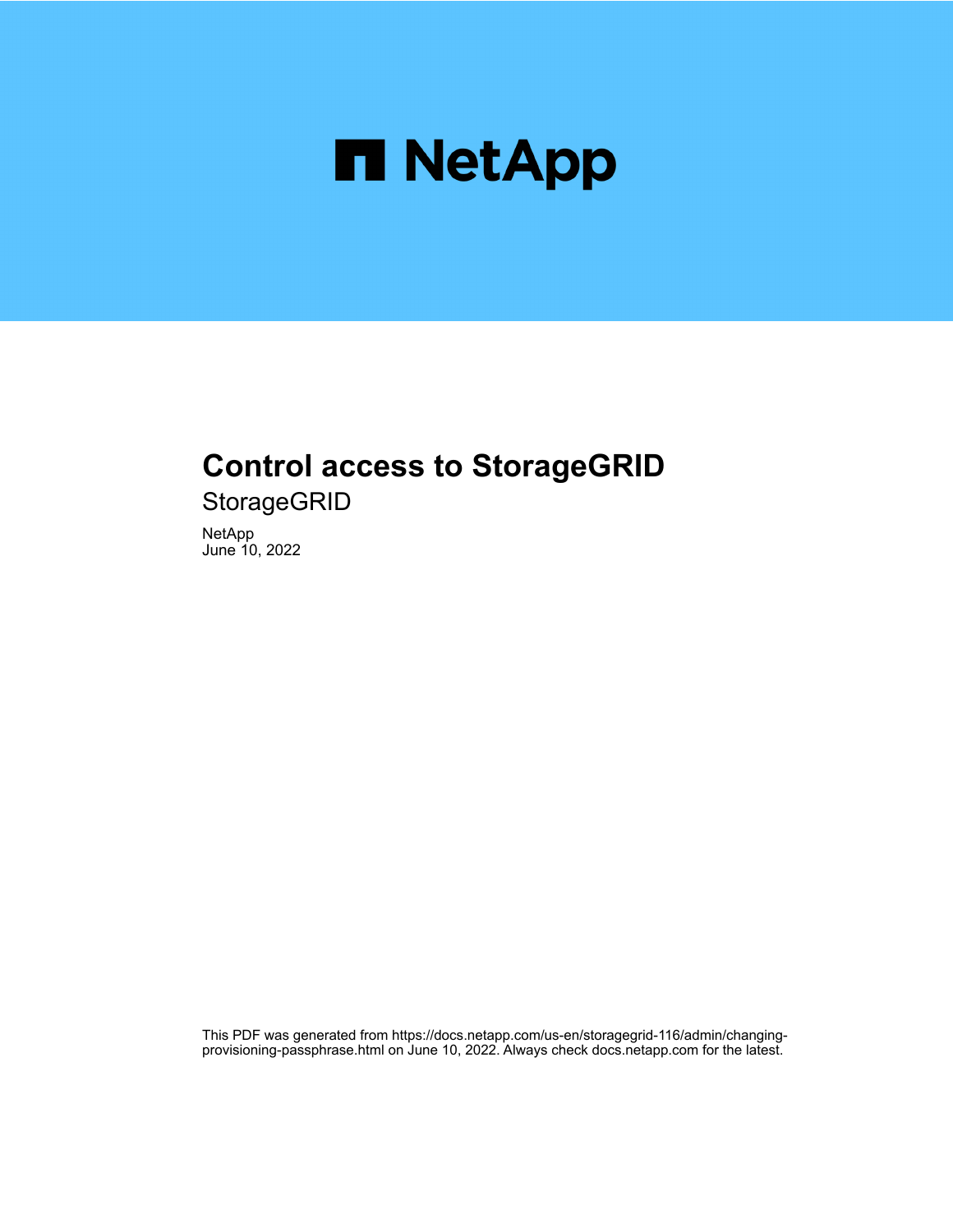# Control access to StorageGRID

StorageGRID

NetApp
June 10, 2022

This PDF was generated from https://docs.netapp.com/us-en/storagegrid-116/admin/changing-provisioning-passphrase.html on June 10, 2022. Always check docs.netapp.com for the latest.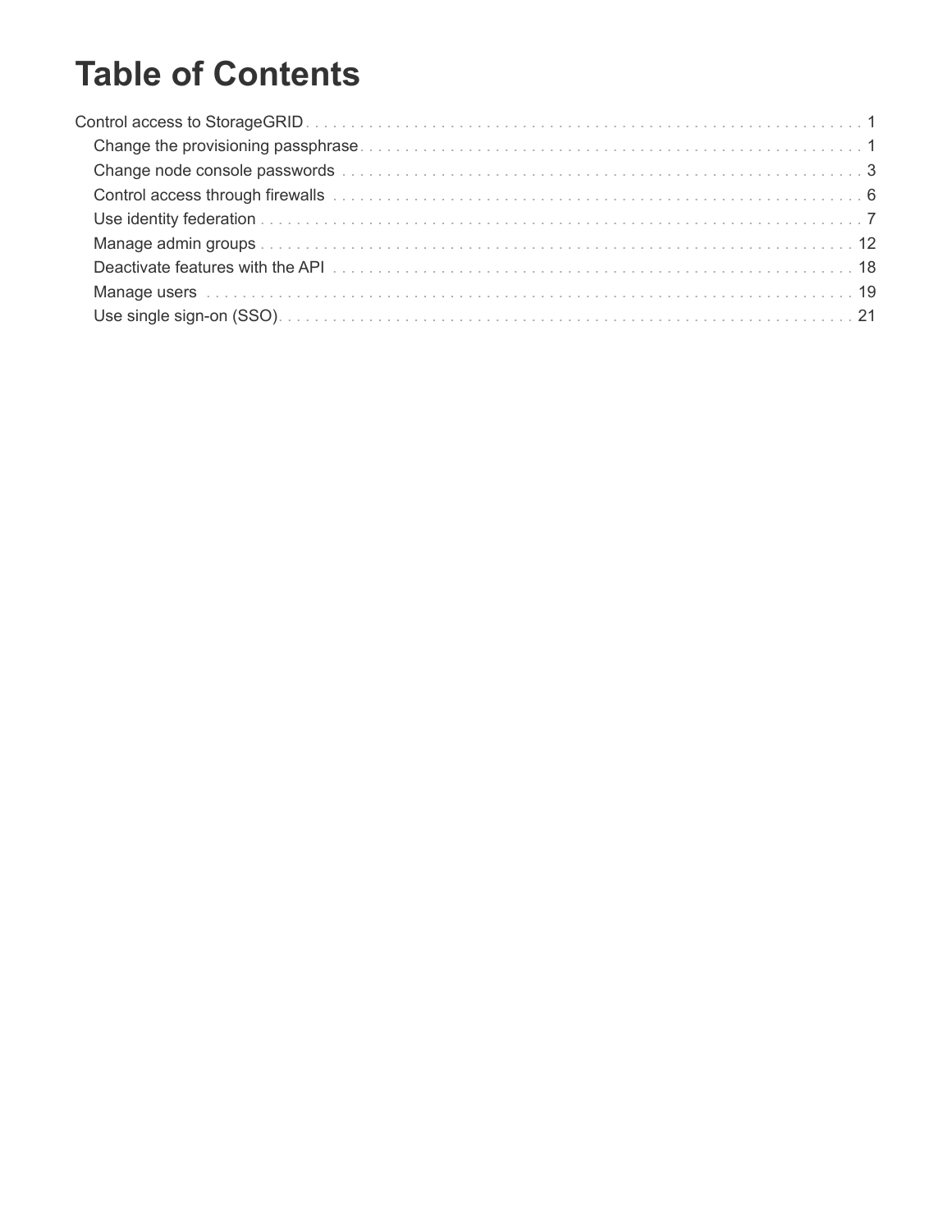# Table of Contents

Control access to StorageGRID . . . . . . . . . . 1
- Change the provisioning passphrase . . . . . . . . . . 1
- Change node console passwords . . . . . . . . . . 3
- Control access through firewalls . . . . . . . . . . 6
- Use identity federation . . . . . . . . . . 7
- Manage admin groups . . . . . . . . . . 12
- Deactivate features with the API . . . . . . . . . . 18
- Manage users . . . . . . . . . . 19
- Use single sign-on (SSO) . . . . . . . . . . 21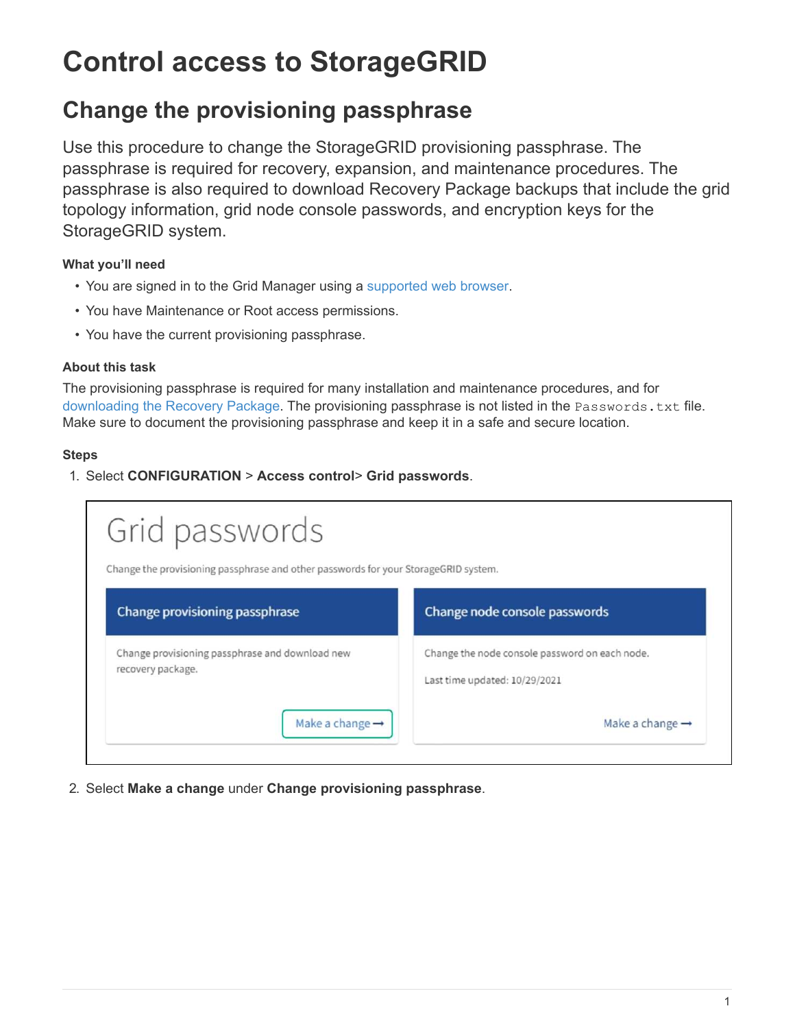# Control access to StorageGRID

## Change the provisioning passphrase

Use this procedure to change the StorageGRID provisioning passphrase. The passphrase is required for recovery, expansion, and maintenance procedures. The passphrase is also required to download Recovery Package backups that include the grid topology information, grid node console passwords, and encryption keys for the StorageGRID system.

#### What you'll need

- You are signed in to the Grid Manager using a supported web browser.
- You have Maintenance or Root access permissions.
- You have the current provisioning passphrase.

#### About this task

The provisioning passphrase is required for many installation and maintenance procedures, and for downloading the Recovery Package. The provisioning passphrase is not listed in the `Passwords.txt` file. Make sure to document the provisioning passphrase and keep it in a safe and secure location.

#### Steps

1. Select **CONFIGURATION** > **Access control**> **Grid passwords**.

Grid passwords

Change the provisioning passphrase and other passwords for your StorageGRID system.

| Change provisioning passphrase | Change node console passwords |
|---|---|
| Change provisioning passphrase and download new recovery package. | Change the node console password on each node. Last time updated: 10/29/2021 |
| Make a change → | Make a change → |

2. Select **Make a change** under **Change provisioning passphrase**.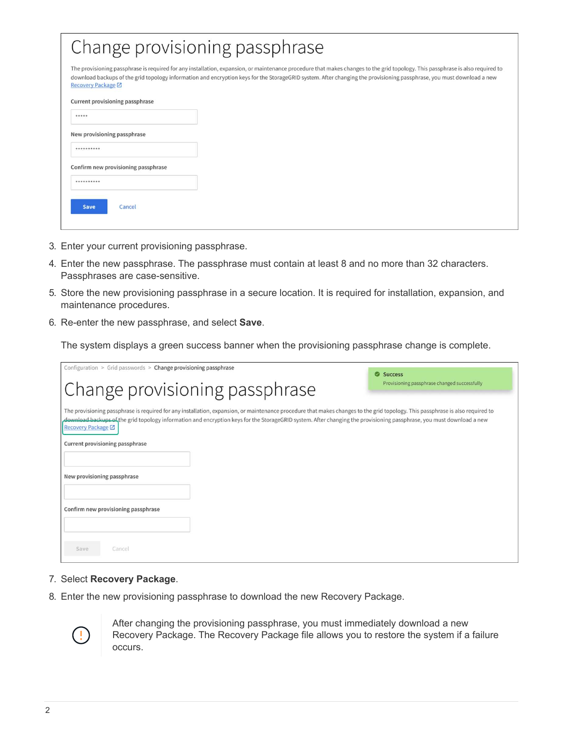3. Enter your current provisioning passphrase.
4. Enter the new passphrase. The passphrase must contain at least 8 and no more than 32 characters. Passphrases are case-sensitive.
5. Store the new provisioning passphrase in a secure location. It is required for installation, expansion, and maintenance procedures.
6. Re-enter the new passphrase, and select **Save**.

   The system displays a green success banner when the provisioning passphrase change is complete.

7. Select **Recovery Package**.
8. Enter the new provisioning passphrase to download the new Recovery Package.

After changing the provisioning passphrase, you must immediately download a new Recovery Package. The Recovery Package file allows you to restore the system if a failure occurs.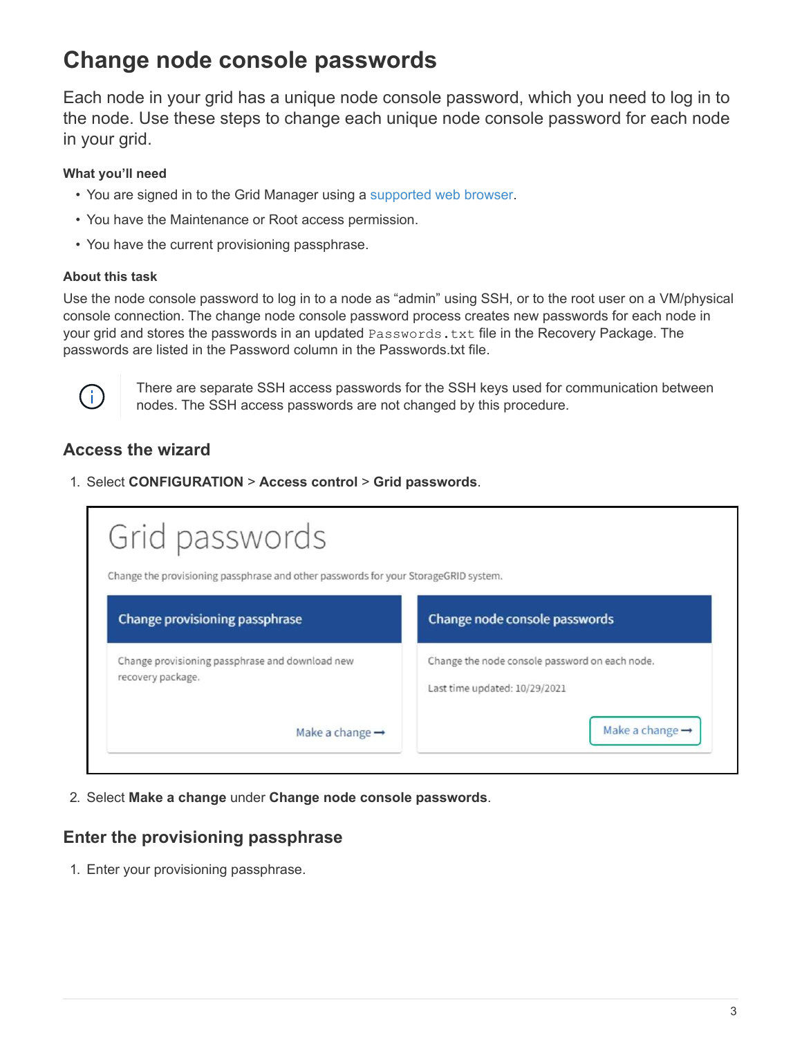# Change node console passwords

Each node in your grid has a unique node console password, which you need to log in to the node. Use these steps to change each unique node console password for each node in your grid.

#### What you'll need

- You are signed in to the Grid Manager using a supported web browser.
- You have the Maintenance or Root access permission.
- You have the current provisioning passphrase.

#### About this task

Use the node console password to log in to a node as "admin" using SSH, or to the root user on a VM/physical console connection. The change node console password process creates new passwords for each node in your grid and stores the passwords in an updated `Passwords.txt` file in the Recovery Package. The passwords are listed in the Password column in the Passwords.txt file.

> There are separate SSH access passwords for the SSH keys used for communication between nodes. The SSH access passwords are not changed by this procedure.

## Access the wizard

1. Select **CONFIGURATION** > **Access control** > **Grid passwords**.

2. Select **Make a change** under **Change node console passwords**.

## Enter the provisioning passphrase

1. Enter your provisioning passphrase.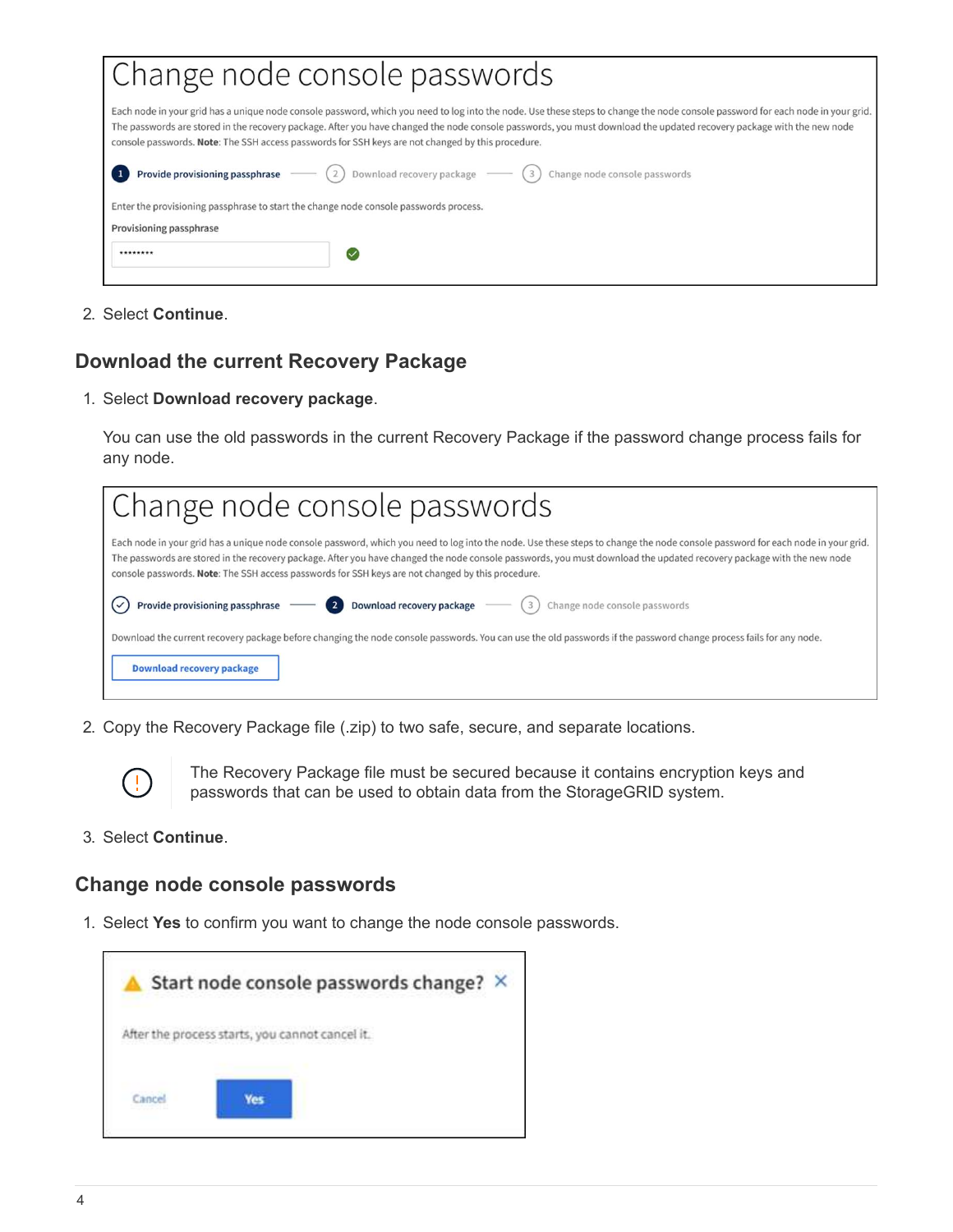Change node console passwords

Each node in your grid has a unique node console password, which you need to log into the node. Use these steps to change the node console password for each node in your grid. The passwords are stored in the recovery package. After you have changed the node console passwords, you must download the updated recovery package with the new node console passwords. **Note**: The SSH access passwords for SSH keys are not changed by this procedure.

1 Provide provisioning passphrase — 2 Download recovery package — 3 Change node console passwords

Enter the provisioning passphrase to start the change node console passwords process.

Provisioning passphrase

••••••••

2. Select **Continue**.

### Download the current Recovery Package

1. Select **Download recovery package**.

   You can use the old passwords in the current Recovery Package if the password change process fails for any node.

Change node console passwords

Each node in your grid has a unique node console password, which you need to log into the node. Use these steps to change the node console password for each node in your grid. The passwords are stored in the recovery package. After you have changed the node console passwords, you must download the updated recovery package with the new node console passwords. **Note**: The SSH access passwords for SSH keys are not changed by this procedure.

Provide provisioning passphrase — 2 Download recovery package — 3 Change node console passwords

Download the current recovery package before changing the node console passwords. You can use the old passwords if the password change process fails for any node.

Download recovery package

2. Copy the Recovery Package file (.zip) to two safe, secure, and separate locations.

   > The Recovery Package file must be secured because it contains encryption keys and passwords that can be used to obtain data from the StorageGRID system.

3. Select **Continue**.

### Change node console passwords

1. Select **Yes** to confirm you want to change the node console passwords.

Start node console passwords change?

After the process starts, you cannot cancel it.

Cancel | Yes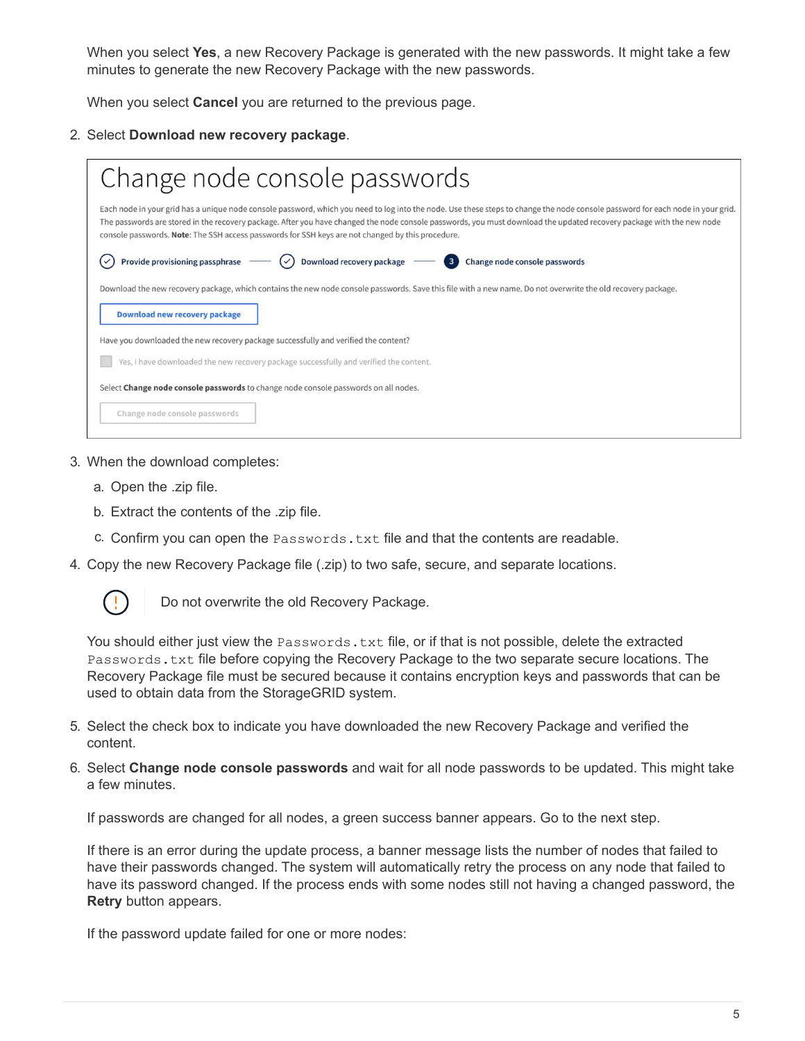When you select **Yes**, a new Recovery Package is generated with the new passwords. It might take a few minutes to generate the new Recovery Package with the new passwords.

When you select **Cancel** you are returned to the previous page.

2. Select **Download new recovery package**.

# Change node console passwords

Each node in your grid has a unique node console password, which you need to log into the node. Use these steps to change the node console password for each node in your grid. The passwords are stored in the recovery package. After you have changed the node console passwords, you must download the updated recovery package with the new node console passwords. **Note:** The SSH access passwords for SSH keys are not changed by this procedure.

Provide provisioning passphrase — Download recovery package — 3 Change node console passwords

Download the new recovery package, which contains the new node console passwords. Save this file with a new name. Do not overwrite the old recovery package.

Download new recovery package

Have you downloaded the new recovery package successfully and verified the content?

Yes, I have downloaded the new recovery package successfully and verified the content.

Select **Change node console passwords** to change node console passwords on all nodes.

Change node console passwords

3. When the download completes:

   a. Open the .zip file.

   b. Extract the contents of the .zip file.

   c. Confirm you can open the `Passwords.txt` file and that the contents are readable.

4. Copy the new Recovery Package file (.zip) to two safe, secure, and separate locations.

   > Do not overwrite the old Recovery Package.

   You should either just view the `Passwords.txt` file, or if that is not possible, delete the extracted `Passwords.txt` file before copying the Recovery Package to the two separate secure locations. The Recovery Package file must be secured because it contains encryption keys and passwords that can be used to obtain data from the StorageGRID system.

5. Select the check box to indicate you have downloaded the new Recovery Package and verified the content.

6. Select **Change node console passwords** and wait for all node passwords to be updated. This might take a few minutes.

   If passwords are changed for all nodes, a green success banner appears. Go to the next step.

   If there is an error during the update process, a banner message lists the number of nodes that failed to have their passwords changed. The system will automatically retry the process on any node that failed to have its password changed. If the process ends with some nodes still not having a changed password, the **Retry** button appears.

   If the password update failed for one or more nodes: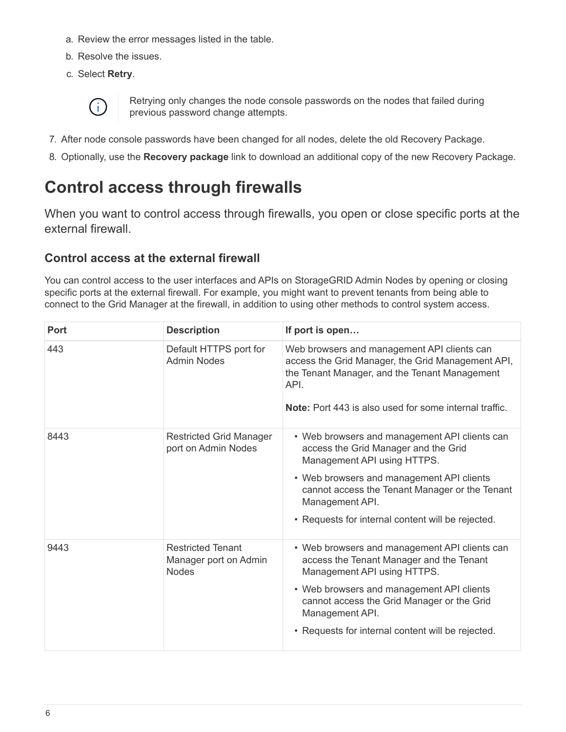a. Review the error messages listed in the table.

b. Resolve the issues.

c. Select **Retry**.

> Retrying only changes the node console passwords on the nodes that failed during previous password change attempts.

7. After node console passwords have been changed for all nodes, delete the old Recovery Package.
8. Optionally, use the **Recovery package** link to download an additional copy of the new Recovery Package.

# Control access through firewalls

When you want to control access through firewalls, you open or close specific ports at the external firewall.

## Control access at the external firewall

You can control access to the user interfaces and APIs on StorageGRID Admin Nodes by opening or closing specific ports at the external firewall. For example, you might want to prevent tenants from being able to connect to the Grid Manager at the firewall, in addition to using other methods to control system access.

| Port | Description | If port is open… |
|---|---|---|
| 443 | Default HTTPS port for Admin Nodes | Web browsers and management API clients can access the Grid Manager, the Grid Management API, the Tenant Manager, and the Tenant Management API.<br><br>**Note:** Port 443 is also used for some internal traffic. |
| 8443 | Restricted Grid Manager port on Admin Nodes | • Web browsers and management API clients can access the Grid Manager and the Grid Management API using HTTPS.<br>• Web browsers and management API clients cannot access the Tenant Manager or the Tenant Management API.<br>• Requests for internal content will be rejected. |
| 9443 | Restricted Tenant Manager port on Admin Nodes | • Web browsers and management API clients can access the Tenant Manager and the Tenant Management API using HTTPS.<br>• Web browsers and management API clients cannot access the Grid Manager or the Grid Management API.<br>• Requests for internal content will be rejected. |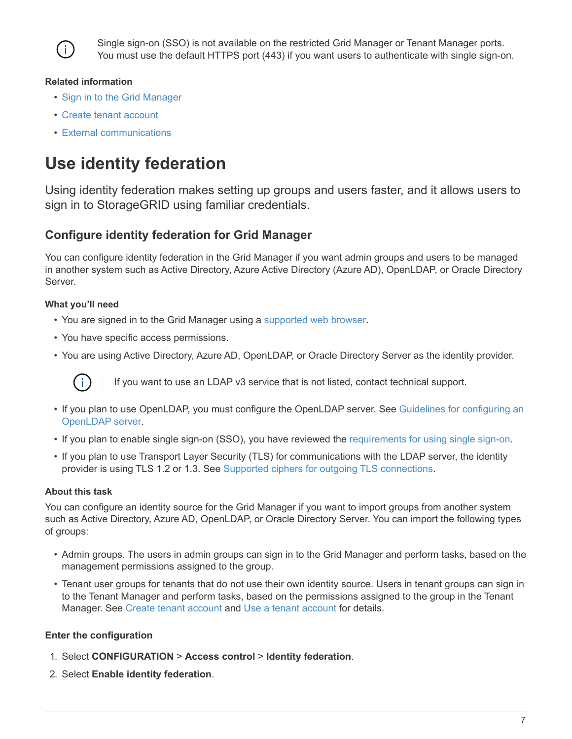> Single sign-on (SSO) is not available on the restricted Grid Manager or Tenant Manager ports. You must use the default HTTPS port (443) if you want users to authenticate with single sign-on.

**Related information**

- Sign in to the Grid Manager
- Create tenant account
- External communications

# Use identity federation

Using identity federation makes setting up groups and users faster, and it allows users to sign in to StorageGRID using familiar credentials.

## Configure identity federation for Grid Manager

You can configure identity federation in the Grid Manager if you want admin groups and users to be managed in another system such as Active Directory, Azure Active Directory (Azure AD), OpenLDAP, or Oracle Directory Server.

**What you'll need**

- You are signed in to the Grid Manager using a supported web browser.
- You have specific access permissions.
- You are using Active Directory, Azure AD, OpenLDAP, or Oracle Directory Server as the identity provider.

> If you want to use an LDAP v3 service that is not listed, contact technical support.

- If you plan to use OpenLDAP, you must configure the OpenLDAP server. See Guidelines for configuring an OpenLDAP server.
- If you plan to enable single sign-on (SSO), you have reviewed the requirements for using single sign-on.
- If you plan to use Transport Layer Security (TLS) for communications with the LDAP server, the identity provider is using TLS 1.2 or 1.3. See Supported ciphers for outgoing TLS connections.

**About this task**

You can configure an identity source for the Grid Manager if you want to import groups from another system such as Active Directory, Azure AD, OpenLDAP, or Oracle Directory Server. You can import the following types of groups:

- Admin groups. The users in admin groups can sign in to the Grid Manager and perform tasks, based on the management permissions assigned to the group.
- Tenant user groups for tenants that do not use their own identity source. Users in tenant groups can sign in to the Tenant Manager and perform tasks, based on the permissions assigned to the group in the Tenant Manager. See Create tenant account and Use a tenant account for details.

**Enter the configuration**

1. Select **CONFIGURATION** > **Access control** > **Identity federation**.
2. Select **Enable identity federation**.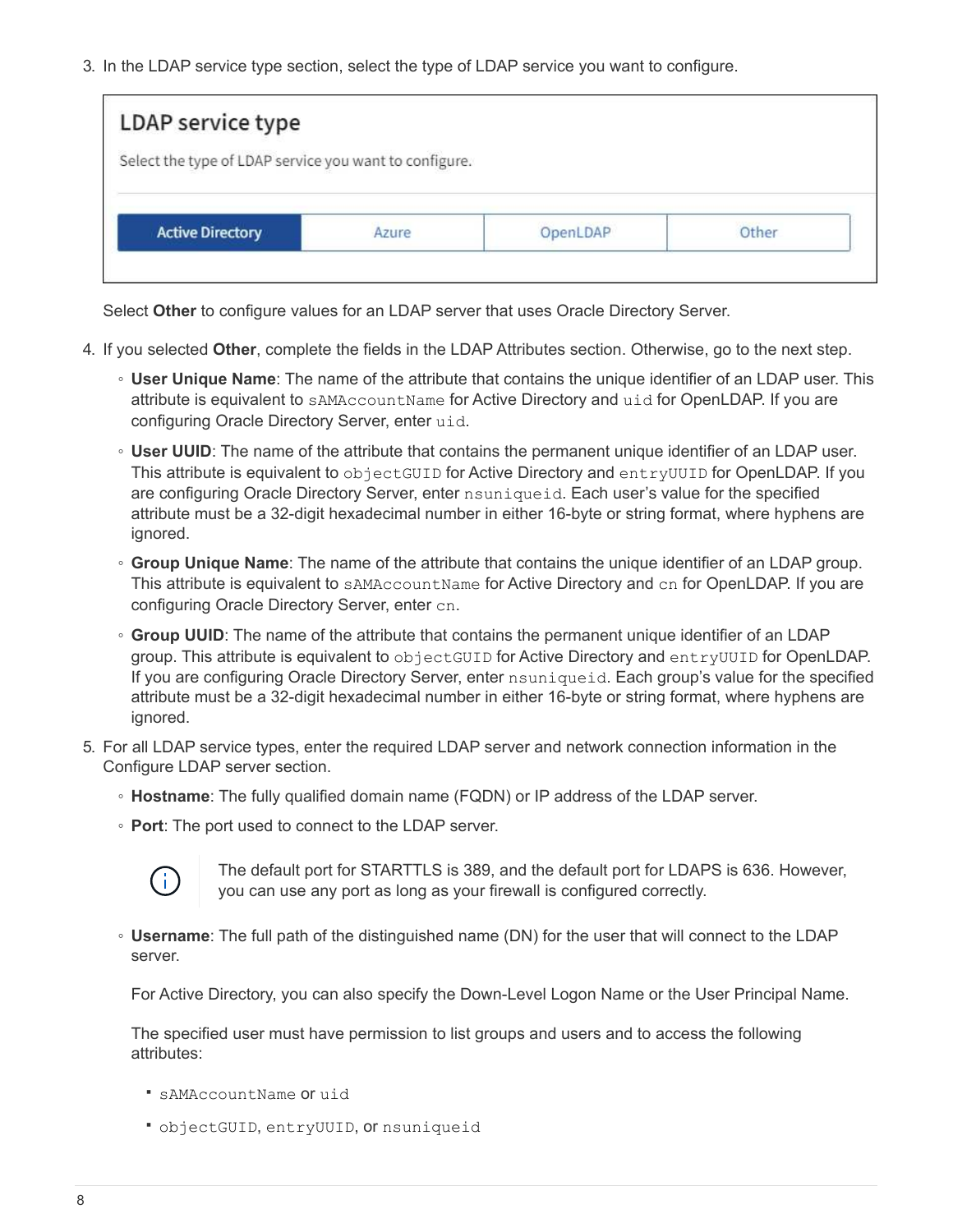3. In the LDAP service type section, select the type of LDAP service you want to configure.

   **LDAP service type**

   Select the type of LDAP service you want to configure.

   | Active Directory | Azure | OpenLDAP | Other |
   |---|---|---|---|

   Select **Other** to configure values for an LDAP server that uses Oracle Directory Server.

4. If you selected **Other**, complete the fields in the LDAP Attributes section. Otherwise, go to the next step.
   - **User Unique Name**: The name of the attribute that contains the unique identifier of an LDAP user. This attribute is equivalent to `sAMAccountName` for Active Directory and `uid` for OpenLDAP. If you are configuring Oracle Directory Server, enter `uid`.
   - **User UUID**: The name of the attribute that contains the permanent unique identifier of an LDAP user. This attribute is equivalent to `objectGUID` for Active Directory and `entryUUID` for OpenLDAP. If you are configuring Oracle Directory Server, enter `nsuniqueid`. Each user's value for the specified attribute must be a 32-digit hexadecimal number in either 16-byte or string format, where hyphens are ignored.
   - **Group Unique Name**: The name of the attribute that contains the unique identifier of an LDAP group. This attribute is equivalent to `sAMAccountName` for Active Directory and `cn` for OpenLDAP. If you are configuring Oracle Directory Server, enter `cn`.
   - **Group UUID**: The name of the attribute that contains the permanent unique identifier of an LDAP group. This attribute is equivalent to `objectGUID` for Active Directory and `entryUUID` for OpenLDAP. If you are configuring Oracle Directory Server, enter `nsuniqueid`. Each group's value for the specified attribute must be a 32-digit hexadecimal number in either 16-byte or string format, where hyphens are ignored.

5. For all LDAP service types, enter the required LDAP server and network connection information in the Configure LDAP server section.
   - **Hostname**: The fully qualified domain name (FQDN) or IP address of the LDAP server.
   - **Port**: The port used to connect to the LDAP server.

     > The default port for STARTTLS is 389, and the default port for LDAPS is 636. However, you can use any port as long as your firewall is configured correctly.

   - **Username**: The full path of the distinguished name (DN) for the user that will connect to the LDAP server.

     For Active Directory, you can also specify the Down-Level Logon Name or the User Principal Name.

     The specified user must have permission to list groups and users and to access the following attributes:

     - `sAMAccountName` or `uid`
     - `objectGUID`, `entryUUID`, or `nsuniqueid`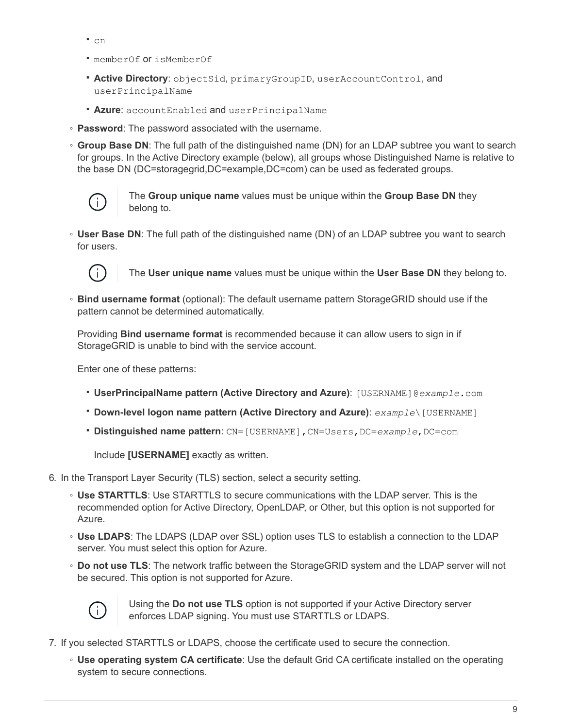- `cn`
    - `memberOf` or `isMemberOf`
    - **Active Directory**: `objectSid`, `primaryGroupID`, `userAccountControl`, and `userPrincipalName`
    - **Azure**: `accountEnabled` and `userPrincipalName`
  - **Password**: The password associated with the username.
  - **Group Base DN**: The full path of the distinguished name (DN) for an LDAP subtree you want to search for groups. In the Active Directory example (below), all groups whose Distinguished Name is relative to the base DN (DC=storagegrid,DC=example,DC=com) can be used as federated groups.

    > The **Group unique name** values must be unique within the **Group Base DN** they belong to.

  - **User Base DN**: The full path of the distinguished name (DN) of an LDAP subtree you want to search for users.

    > The **User unique name** values must be unique within the **User Base DN** they belong to.

  - **Bind username format** (optional): The default username pattern StorageGRID should use if the pattern cannot be determined automatically.

    Providing **Bind username format** is recommended because it can allow users to sign in if StorageGRID is unable to bind with the service account.

    Enter one of these patterns:

    - **UserPrincipalName pattern (Active Directory and Azure)**: `[USERNAME]@`*`example`*`.com`
    - **Down-level logon name pattern (Active Directory and Azure)**: *`example`*`\[USERNAME]`
    - **Distinguished name pattern**: `CN=[USERNAME],CN=Users,DC=`*`example`*`,DC=com`

      Include **[USERNAME]** exactly as written.

6. In the Transport Layer Security (TLS) section, select a security setting.
   - **Use STARTTLS**: Use STARTTLS to secure communications with the LDAP server. This is the recommended option for Active Directory, OpenLDAP, or Other, but this option is not supported for Azure.
   - **Use LDAPS**: The LDAPS (LDAP over SSL) option uses TLS to establish a connection to the LDAP server. You must select this option for Azure.
   - **Do not use TLS**: The network traffic between the StorageGRID system and the LDAP server will not be secured. This option is not supported for Azure.

     > Using the **Do not use TLS** option is not supported if your Active Directory server enforces LDAP signing. You must use STARTTLS or LDAPS.

7. If you selected STARTTLS or LDAPS, choose the certificate used to secure the connection.
   - **Use operating system CA certificate**: Use the default Grid CA certificate installed on the operating system to secure connections.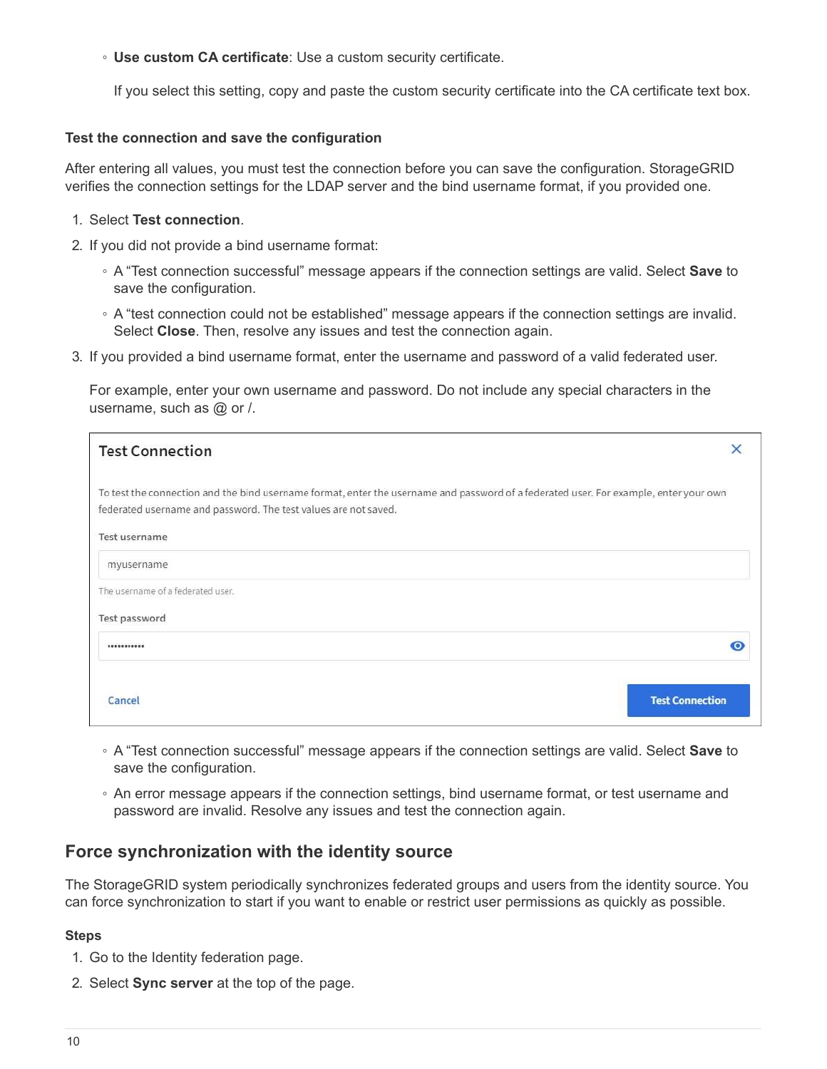- **Use custom CA certificate**: Use a custom security certificate.

  If you select this setting, copy and paste the custom security certificate into the CA certificate text box.

#### Test the connection and save the configuration

After entering all values, you must test the connection before you can save the configuration. StorageGRID verifies the connection settings for the LDAP server and the bind username format, if you provided one.

1. Select **Test connection**.
2. If you did not provide a bind username format:
   - A “Test connection successful” message appears if the connection settings are valid. Select **Save** to save the configuration.
   - A “test connection could not be established” message appears if the connection settings are invalid. Select **Close**. Then, resolve any issues and test the connection again.
3. If you provided a bind username format, enter the username and password of a valid federated user.

   For example, enter your own username and password. Do not include any special characters in the username, such as @ or /.

   **Test Connection**

   To test the connection and the bind username format, enter the username and password of a federated user. For example, enter your own federated username and password. The test values are not saved.

   Test username

   myusername

   The username of a federated user.

   Test password

   ••••••••••

   Cancel | Test Connection

   - A “Test connection successful” message appears if the connection settings are valid. Select **Save** to save the configuration.
   - An error message appears if the connection settings, bind username format, or test username and password are invalid. Resolve any issues and test the connection again.

## Force synchronization with the identity source

The StorageGRID system periodically synchronizes federated groups and users from the identity source. You can force synchronization to start if you want to enable or restrict user permissions as quickly as possible.

#### Steps

1. Go to the Identity federation page.
2. Select **Sync server** at the top of the page.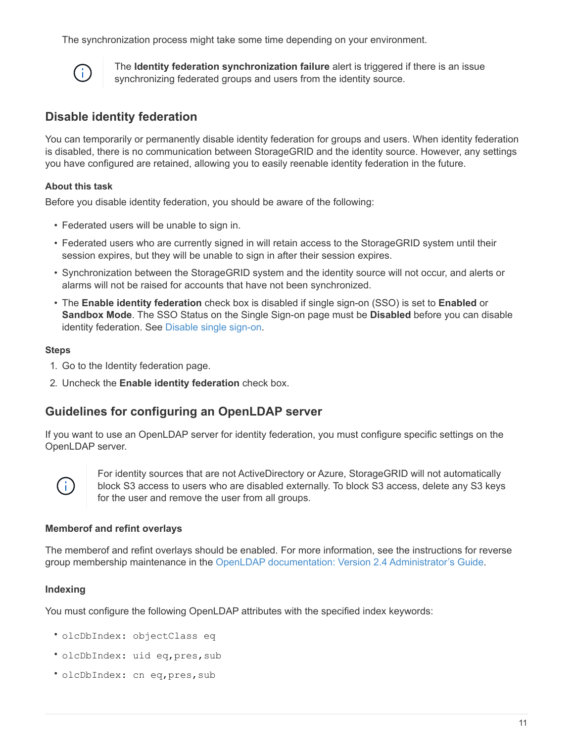The synchronization process might take some time depending on your environment.

> The **Identity federation synchronization failure** alert is triggered if there is an issue synchronizing federated groups and users from the identity source.

## Disable identity federation

You can temporarily or permanently disable identity federation for groups and users. When identity federation is disabled, there is no communication between StorageGRID and the identity source. However, any settings you have configured are retained, allowing you to easily reenable identity federation in the future.

#### About this task

Before you disable identity federation, you should be aware of the following:

- Federated users will be unable to sign in.
- Federated users who are currently signed in will retain access to the StorageGRID system until their session expires, but they will be unable to sign in after their session expires.
- Synchronization between the StorageGRID system and the identity source will not occur, and alerts or alarms will not be raised for accounts that have not been synchronized.
- The **Enable identity federation** check box is disabled if single sign-on (SSO) is set to **Enabled** or **Sandbox Mode**. The SSO Status on the Single Sign-on page must be **Disabled** before you can disable identity federation. See Disable single sign-on.

#### Steps

1. Go to the Identity federation page.
2. Uncheck the **Enable identity federation** check box.

## Guidelines for configuring an OpenLDAP server

If you want to use an OpenLDAP server for identity federation, you must configure specific settings on the OpenLDAP server.

> For identity sources that are not ActiveDirectory or Azure, StorageGRID will not automatically block S3 access to users who are disabled externally. To block S3 access, delete any S3 keys for the user and remove the user from all groups.

#### Memberof and refint overlays

The memberof and refint overlays should be enabled. For more information, see the instructions for reverse group membership maintenance in the OpenLDAP documentation: Version 2.4 Administrator's Guide.

#### Indexing

You must configure the following OpenLDAP attributes with the specified index keywords:

- `olcDbIndex: objectClass eq`
- `olcDbIndex: uid eq,pres,sub`
- `olcDbIndex: cn eq,pres,sub`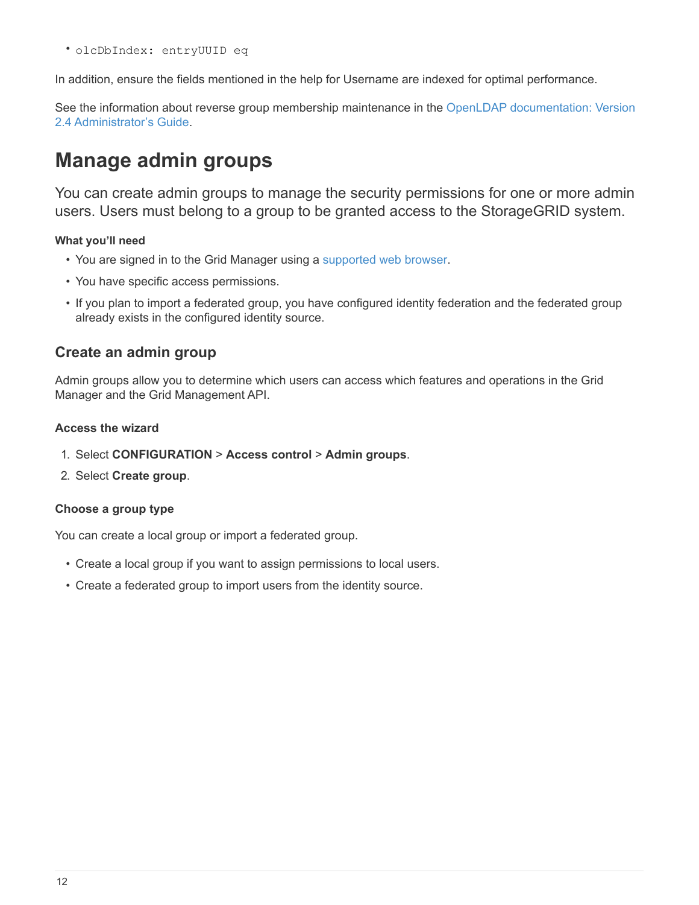- `olcDbIndex: entryUUID eq`

In addition, ensure the fields mentioned in the help for Username are indexed for optimal performance.

See the information about reverse group membership maintenance in the OpenLDAP documentation: Version 2.4 Administrator's Guide.

# Manage admin groups

You can create admin groups to manage the security permissions for one or more admin users. Users must belong to a group to be granted access to the StorageGRID system.

#### What you'll need

- You are signed in to the Grid Manager using a supported web browser.
- You have specific access permissions.
- If you plan to import a federated group, you have configured identity federation and the federated group already exists in the configured identity source.

## Create an admin group

Admin groups allow you to determine which users can access which features and operations in the Grid Manager and the Grid Management API.

#### Access the wizard

1. Select **CONFIGURATION** > **Access control** > **Admin groups**.
2. Select **Create group**.

#### Choose a group type

You can create a local group or import a federated group.

- Create a local group if you want to assign permissions to local users.
- Create a federated group to import users from the identity source.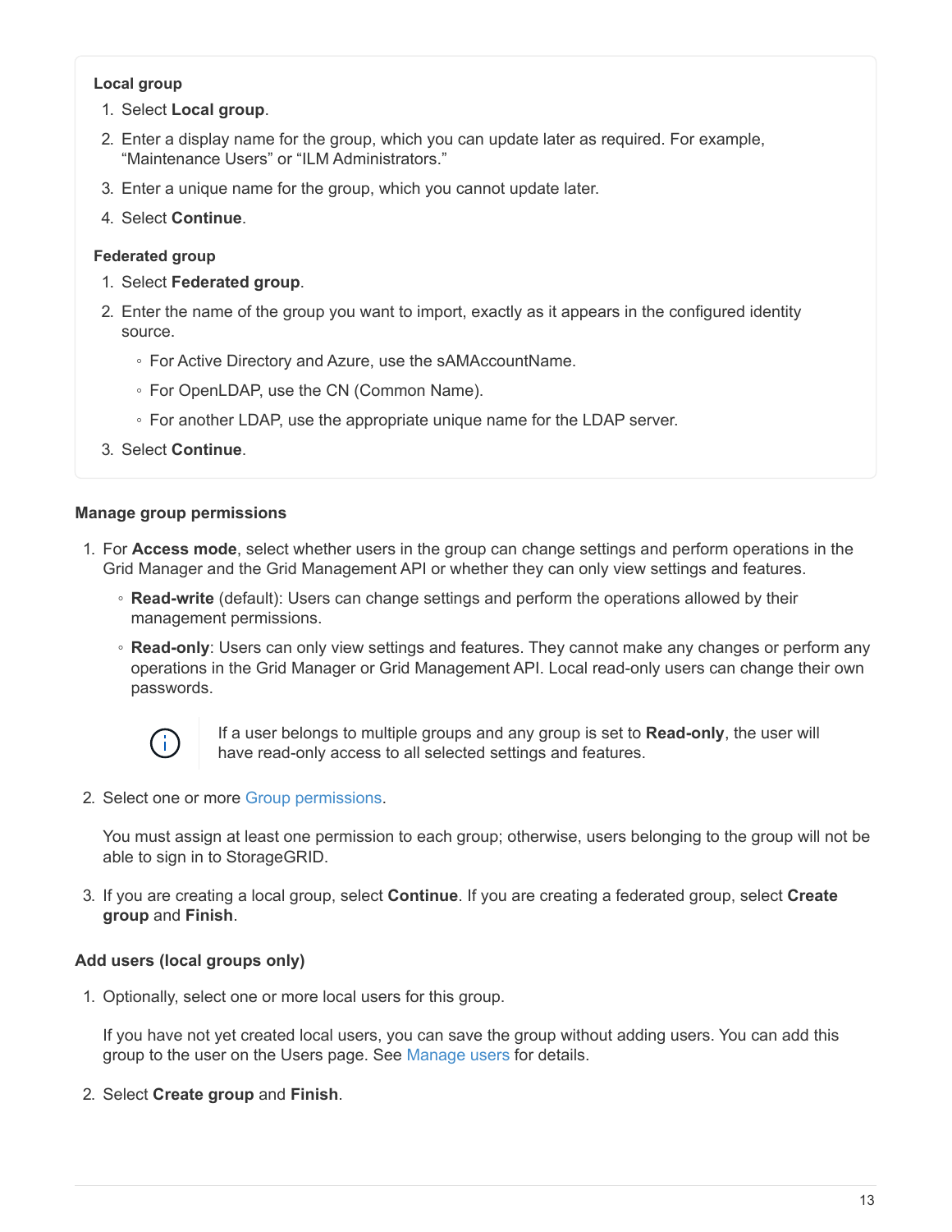**Local group**

1. Select **Local group**.
2. Enter a display name for the group, which you can update later as required. For example, “Maintenance Users” or “ILM Administrators.”
3. Enter a unique name for the group, which you cannot update later.
4. Select **Continue**.

**Federated group**

1. Select **Federated group**.
2. Enter the name of the group you want to import, exactly as it appears in the configured identity source.
   - For Active Directory and Azure, use the sAMAccountName.
   - For OpenLDAP, use the CN (Common Name).
   - For another LDAP, use the appropriate unique name for the LDAP server.
3. Select **Continue**.

#### Manage group permissions

1. For **Access mode**, select whether users in the group can change settings and perform operations in the Grid Manager and the Grid Management API or whether they can only view settings and features.
   - **Read-write** (default): Users can change settings and perform the operations allowed by their management permissions.
   - **Read-only**: Users can only view settings and features. They cannot make any changes or perform any operations in the Grid Manager or Grid Management API. Local read-only users can change their own passwords.

   > If a user belongs to multiple groups and any group is set to **Read-only**, the user will have read-only access to all selected settings and features.

2. Select one or more Group permissions.

   You must assign at least one permission to each group; otherwise, users belonging to the group will not be able to sign in to StorageGRID.

3. If you are creating a local group, select **Continue**. If you are creating a federated group, select **Create group** and **Finish**.

#### Add users (local groups only)

1. Optionally, select one or more local users for this group.

   If you have not yet created local users, you can save the group without adding users. You can add this group to the user on the Users page. See Manage users for details.

2. Select **Create group** and **Finish**.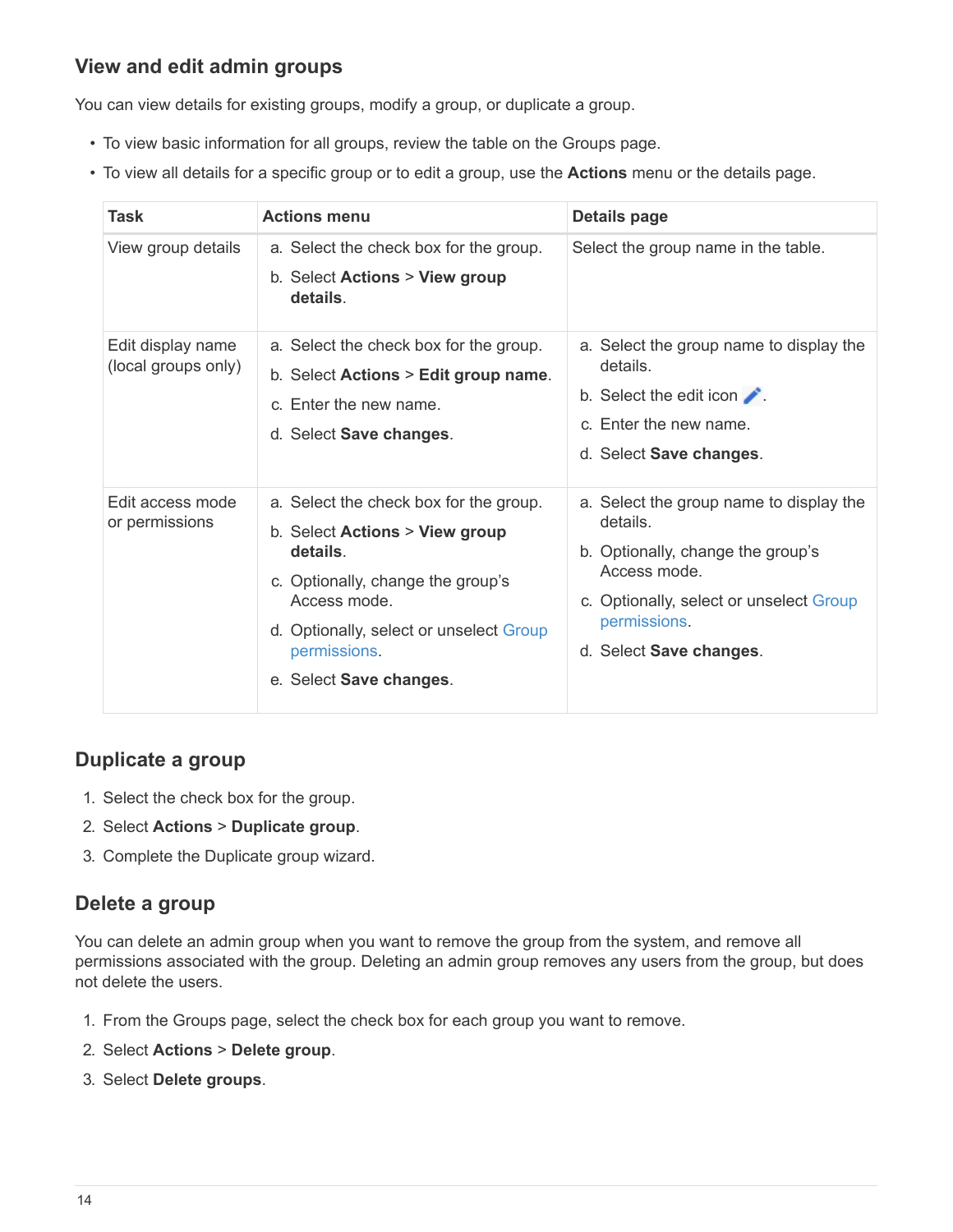### View and edit admin groups

You can view details for existing groups, modify a group, or duplicate a group.

- To view basic information for all groups, review the table on the Groups page.
- To view all details for a specific group or to edit a group, use the **Actions** menu or the details page.

| Task | Actions menu | Details page |
| --- | --- | --- |
| View group details | a. Select the check box for the group.<br>b. Select **Actions** > **View group details**. | Select the group name in the table. |
| Edit display name (local groups only) | a. Select the check box for the group.<br>b. Select **Actions** > **Edit group name**.<br>c. Enter the new name.<br>d. Select **Save changes**. | a. Select the group name to display the details.<br>b. Select the edit icon .<br>c. Enter the new name.<br>d. Select **Save changes**. |
| Edit access mode or permissions | a. Select the check box for the group.<br>b. Select **Actions** > **View group details**.<br>c. Optionally, change the group's Access mode.<br>d. Optionally, select or unselect Group permissions.<br>e. Select **Save changes**. | a. Select the group name to display the details.<br>b. Optionally, change the group's Access mode.<br>c. Optionally, select or unselect Group permissions.<br>d. Select **Save changes**. |

### Duplicate a group

1. Select the check box for the group.
2. Select **Actions** > **Duplicate group**.
3. Complete the Duplicate group wizard.

### Delete a group

You can delete an admin group when you want to remove the group from the system, and remove all permissions associated with the group. Deleting an admin group removes any users from the group, but does not delete the users.

1. From the Groups page, select the check box for each group you want to remove.
2. Select **Actions** > **Delete group**.
3. Select **Delete groups**.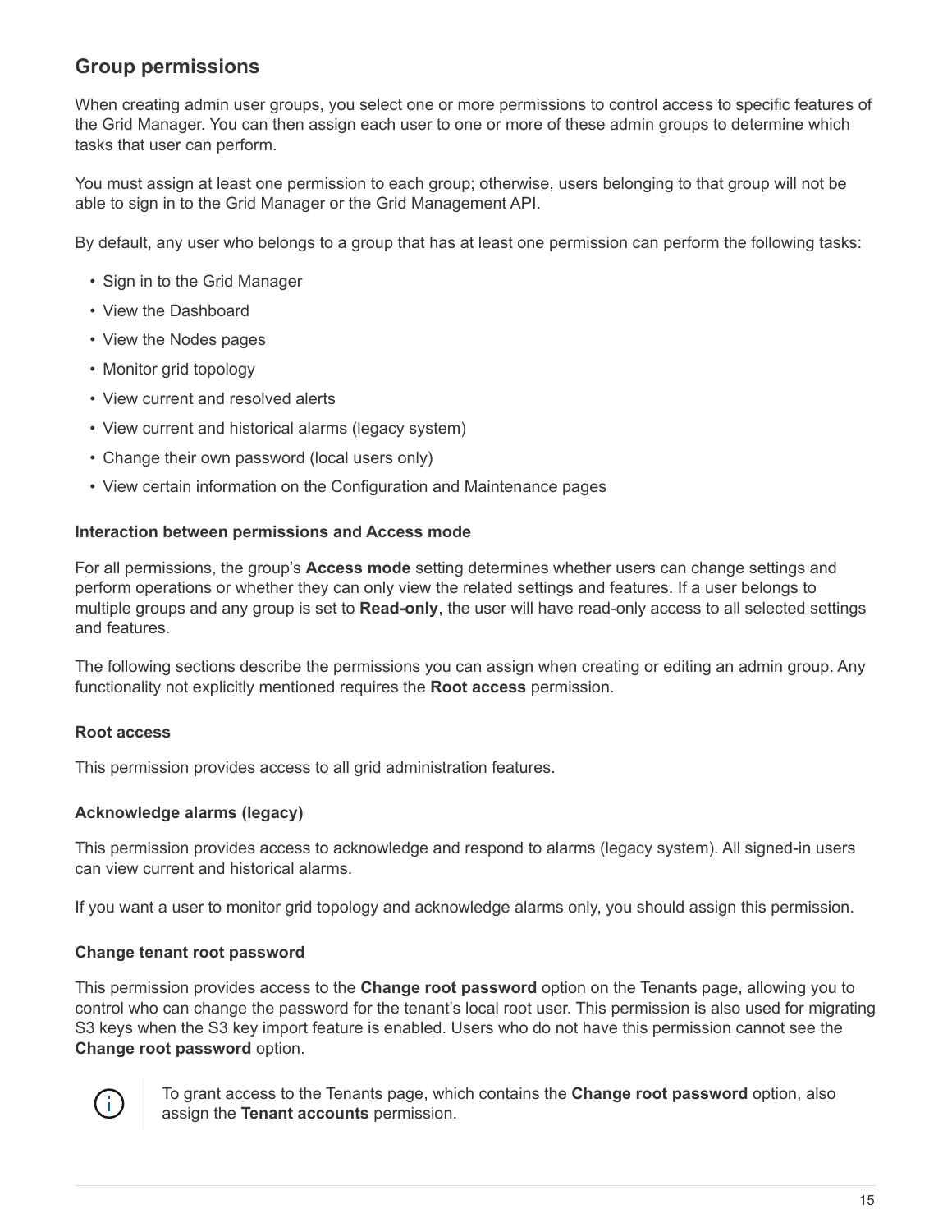## Group permissions

When creating admin user groups, you select one or more permissions to control access to specific features of the Grid Manager. You can then assign each user to one or more of these admin groups to determine which tasks that user can perform.

You must assign at least one permission to each group; otherwise, users belonging to that group will not be able to sign in to the Grid Manager or the Grid Management API.

By default, any user who belongs to a group that has at least one permission can perform the following tasks:

- Sign in to the Grid Manager
- View the Dashboard
- View the Nodes pages
- Monitor grid topology
- View current and resolved alerts
- View current and historical alarms (legacy system)
- Change their own password (local users only)
- View certain information on the Configuration and Maintenance pages

### Interaction between permissions and Access mode

For all permissions, the group's **Access mode** setting determines whether users can change settings and perform operations or whether they can only view the related settings and features. If a user belongs to multiple groups and any group is set to **Read-only**, the user will have read-only access to all selected settings and features.

The following sections describe the permissions you can assign when creating or editing an admin group. Any functionality not explicitly mentioned requires the **Root access** permission.

### Root access

This permission provides access to all grid administration features.

### Acknowledge alarms (legacy)

This permission provides access to acknowledge and respond to alarms (legacy system). All signed-in users can view current and historical alarms.

If you want a user to monitor grid topology and acknowledge alarms only, you should assign this permission.

### Change tenant root password

This permission provides access to the **Change root password** option on the Tenants page, allowing you to control who can change the password for the tenant's local root user. This permission is also used for migrating S3 keys when the S3 key import feature is enabled. Users who do not have this permission cannot see the **Change root password** option.

> To grant access to the Tenants page, which contains the **Change root password** option, also assign the **Tenant accounts** permission.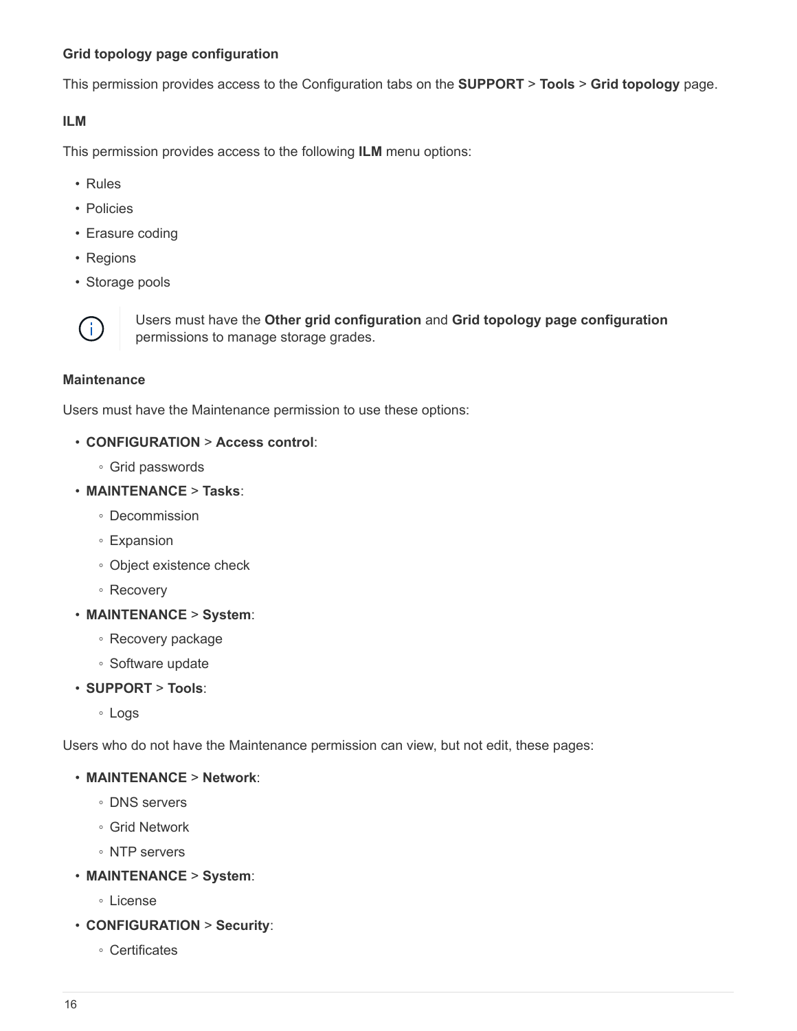#### Grid topology page configuration

This permission provides access to the Configuration tabs on the **SUPPORT** > **Tools** > **Grid topology** page.

#### ILM

This permission provides access to the following **ILM** menu options:

- Rules
- Policies
- Erasure coding
- Regions
- Storage pools

> Users must have the **Other grid configuration** and **Grid topology page configuration** permissions to manage storage grades.

#### Maintenance

Users must have the Maintenance permission to use these options:

- **CONFIGURATION** > **Access control**:
  - Grid passwords
- **MAINTENANCE** > **Tasks**:
  - Decommission
  - Expansion
  - Object existence check
  - Recovery
- **MAINTENANCE** > **System**:
  - Recovery package
  - Software update
- **SUPPORT** > **Tools**:
  - Logs

Users who do not have the Maintenance permission can view, but not edit, these pages:

- **MAINTENANCE** > **Network**:
  - DNS servers
  - Grid Network
  - NTP servers
- **MAINTENANCE** > **System**:
  - License
- **CONFIGURATION** > **Security**:
  - Certificates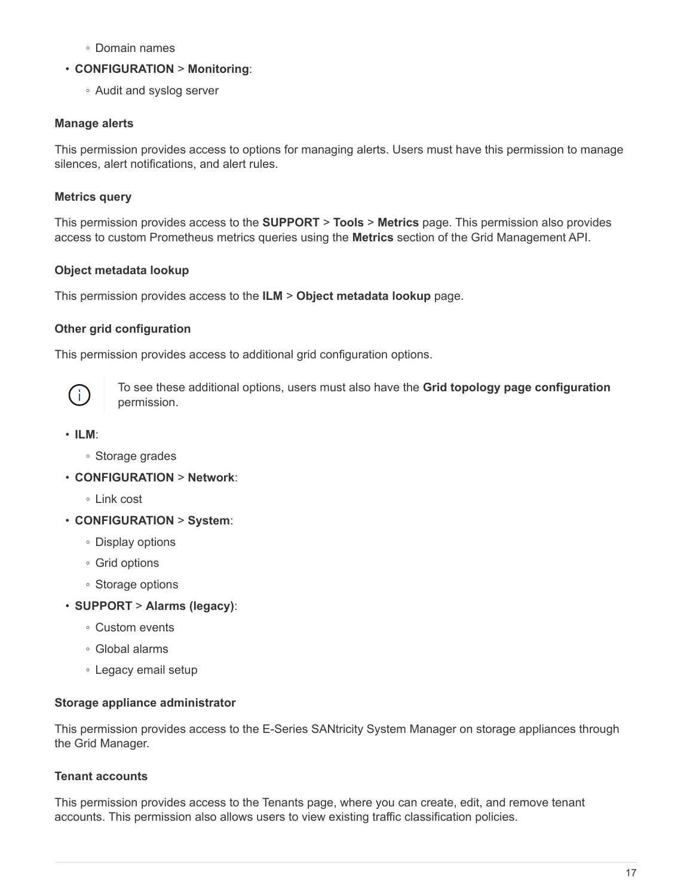- Domain names
- **CONFIGURATION** > **Monitoring**:
  - Audit and syslog server

#### Manage alerts

This permission provides access to options for managing alerts. Users must have this permission to manage silences, alert notifications, and alert rules.

#### Metrics query

This permission provides access to the **SUPPORT** > **Tools** > **Metrics** page. This permission also provides access to custom Prometheus metrics queries using the **Metrics** section of the Grid Management API.

#### Object metadata lookup

This permission provides access to the **ILM** > **Object metadata lookup** page.

#### Other grid configuration

This permission provides access to additional grid configuration options.

> To see these additional options, users must also have the **Grid topology page configuration** permission.

- **ILM**:
  - Storage grades
- **CONFIGURATION** > **Network**:
  - Link cost
- **CONFIGURATION** > **System**:
  - Display options
  - Grid options
  - Storage options
- **SUPPORT** > **Alarms (legacy)**:
  - Custom events
  - Global alarms
  - Legacy email setup

#### Storage appliance administrator

This permission provides access to the E-Series SANtricity System Manager on storage appliances through the Grid Manager.

#### Tenant accounts

This permission provides access to the Tenants page, where you can create, edit, and remove tenant accounts. This permission also allows users to view existing traffic classification policies.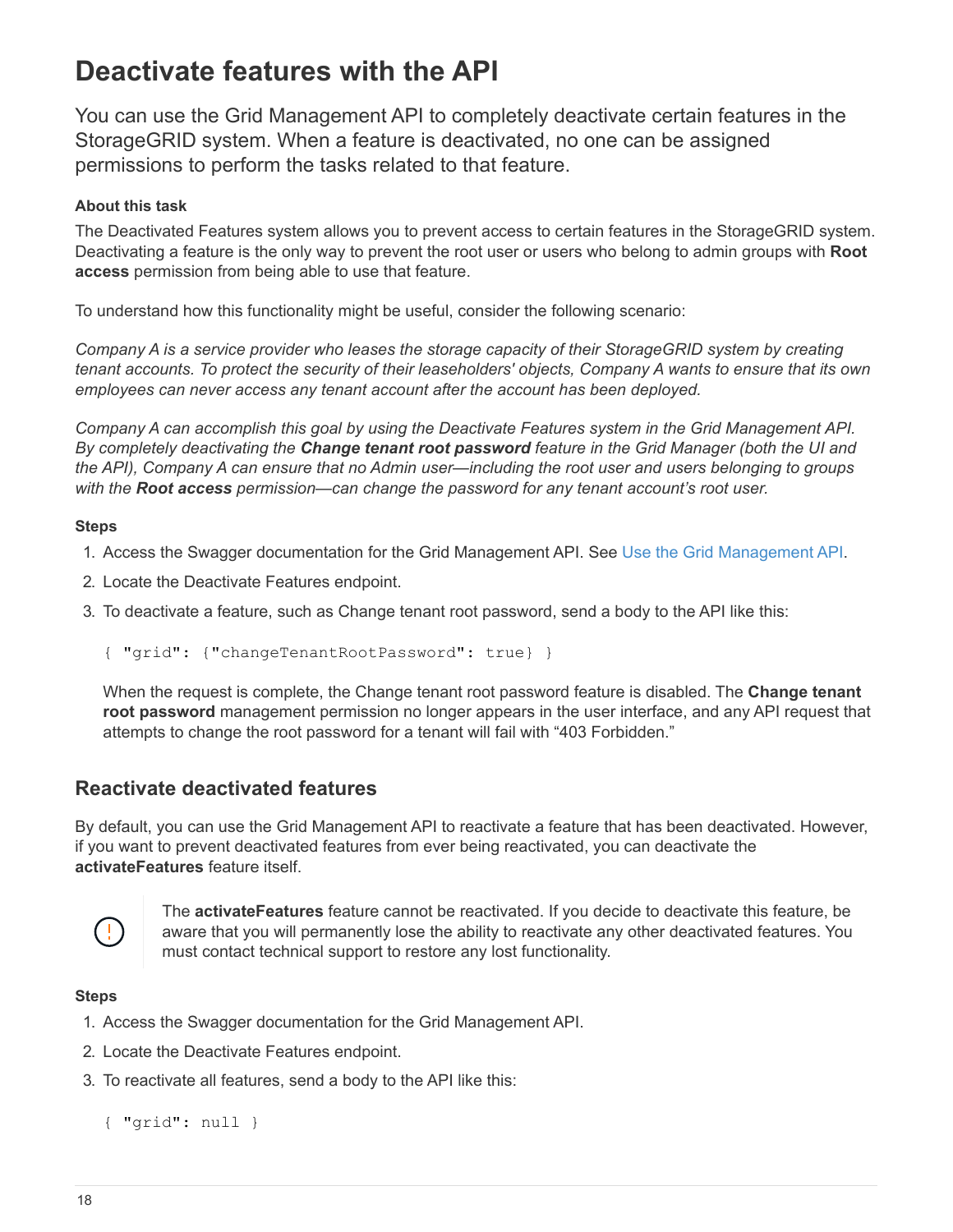# Deactivate features with the API

You can use the Grid Management API to completely deactivate certain features in the StorageGRID system. When a feature is deactivated, no one can be assigned permissions to perform the tasks related to that feature.

**About this task**

The Deactivated Features system allows you to prevent access to certain features in the StorageGRID system. Deactivating a feature is the only way to prevent the root user or users who belong to admin groups with **Root access** permission from being able to use that feature.

To understand how this functionality might be useful, consider the following scenario:

*Company A is a service provider who leases the storage capacity of their StorageGRID system by creating tenant accounts. To protect the security of their leaseholders' objects, Company A wants to ensure that its own employees can never access any tenant account after the account has been deployed.*

*Company A can accomplish this goal by using the Deactivate Features system in the Grid Management API. By completely deactivating the **Change tenant root password** feature in the Grid Manager (both the UI and the API), Company A can ensure that no Admin user—including the root user and users belonging to groups with the **Root access** permission—can change the password for any tenant account's root user.*

**Steps**

1. Access the Swagger documentation for the Grid Management API. See Use the Grid Management API.
2. Locate the Deactivate Features endpoint.
3. To deactivate a feature, such as Change tenant root password, send a body to the API like this:

   ```
   { "grid": {"changeTenantRootPassword": true} }
   ```

   When the request is complete, the Change tenant root password feature is disabled. The **Change tenant root password** management permission no longer appears in the user interface, and any API request that attempts to change the root password for a tenant will fail with "403 Forbidden."

## Reactivate deactivated features

By default, you can use the Grid Management API to reactivate a feature that has been deactivated. However, if you want to prevent deactivated features from ever being reactivated, you can deactivate the **activateFeatures** feature itself.

> The **activateFeatures** feature cannot be reactivated. If you decide to deactivate this feature, be aware that you will permanently lose the ability to reactivate any other deactivated features. You must contact technical support to restore any lost functionality.

**Steps**

1. Access the Swagger documentation for the Grid Management API.
2. Locate the Deactivate Features endpoint.
3. To reactivate all features, send a body to the API like this:

   ```
   { "grid": null }
   ```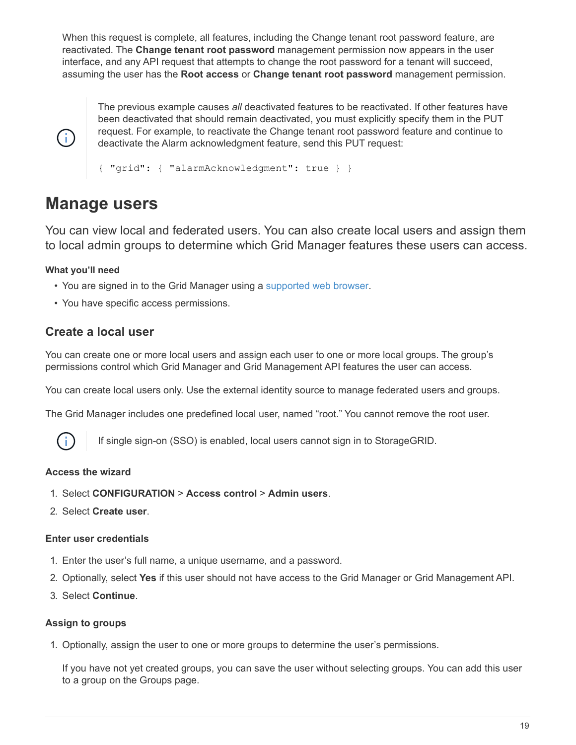When this request is complete, all features, including the Change tenant root password feature, are reactivated. The **Change tenant root password** management permission now appears in the user interface, and any API request that attempts to change the root password for a tenant will succeed, assuming the user has the **Root access** or **Change tenant root password** management permission.

> The previous example causes *all* deactivated features to be reactivated. If other features have been deactivated that should remain deactivated, you must explicitly specify them in the PUT request. For example, to reactivate the Change tenant root password feature and continue to deactivate the Alarm acknowledgment feature, send this PUT request:
>
> ```
> { "grid": { "alarmAcknowledgment": true } }
> ```

# Manage users

You can view local and federated users. You can also create local users and assign them to local admin groups to determine which Grid Manager features these users can access.

#### What you'll need

- You are signed in to the Grid Manager using a supported web browser.
- You have specific access permissions.

## Create a local user

You can create one or more local users and assign each user to one or more local groups. The group's permissions control which Grid Manager and Grid Management API features the user can access.

You can create local users only. Use the external identity source to manage federated users and groups.

The Grid Manager includes one predefined local user, named "root." You cannot remove the root user.

> If single sign-on (SSO) is enabled, local users cannot sign in to StorageGRID.

#### Access the wizard

1. Select **CONFIGURATION** > **Access control** > **Admin users**.
2. Select **Create user**.

#### Enter user credentials

1. Enter the user's full name, a unique username, and a password.
2. Optionally, select **Yes** if this user should not have access to the Grid Manager or Grid Management API.
3. Select **Continue**.

#### Assign to groups

1. Optionally, assign the user to one or more groups to determine the user's permissions.

   If you have not yet created groups, you can save the user without selecting groups. You can add this user to a group on the Groups page.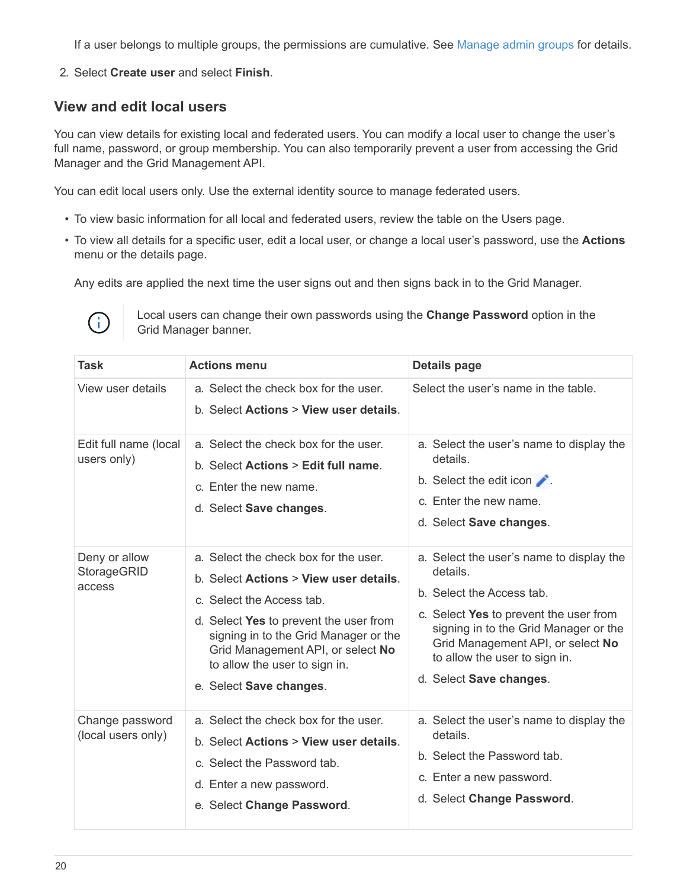If a user belongs to multiple groups, the permissions are cumulative. See Manage admin groups for details.

2. Select **Create user** and select **Finish**.

## View and edit local users

You can view details for existing local and federated users. You can modify a local user to change the user's full name, password, or group membership. You can also temporarily prevent a user from accessing the Grid Manager and the Grid Management API.

You can edit local users only. Use the external identity source to manage federated users.

- To view basic information for all local and federated users, review the table on the Users page.
- To view all details for a specific user, edit a local user, or change a local user's password, use the **Actions** menu or the details page.

  Any edits are applied the next time the user signs out and then signs back in to the Grid Manager.

> Local users can change their own passwords using the **Change Password** option in the Grid Manager banner.

| Task | Actions menu | Details page |
| --- | --- | --- |
| View user details | a. Select the check box for the user.<br>b. Select **Actions** > **View user details**. | Select the user's name in the table. |
| Edit full name (local users only) | a. Select the check box for the user.<br>b. Select **Actions** > **Edit full name**.<br>c. Enter the new name.<br>d. Select **Save changes**. | a. Select the user's name to display the details.<br>b. Select the edit icon.<br>c. Enter the new name.<br>d. Select **Save changes**. |
| Deny or allow StorageGRID access | a. Select the check box for the user.<br>b. Select **Actions** > **View user details**.<br>c. Select the Access tab.<br>d. Select **Yes** to prevent the user from signing in to the Grid Manager or the Grid Management API, or select **No** to allow the user to sign in.<br>e. Select **Save changes**. | a. Select the user's name to display the details.<br>b. Select the Access tab.<br>c. Select **Yes** to prevent the user from signing in to the Grid Manager or the Grid Management API, or select **No** to allow the user to sign in.<br>d. Select **Save changes**. |
| Change password (local users only) | a. Select the check box for the user.<br>b. Select **Actions** > **View user details**.<br>c. Select the Password tab.<br>d. Enter a new password.<br>e. Select **Change Password**. | a. Select the user's name to display the details.<br>b. Select the Password tab.<br>c. Enter a new password.<br>d. Select **Change Password**. |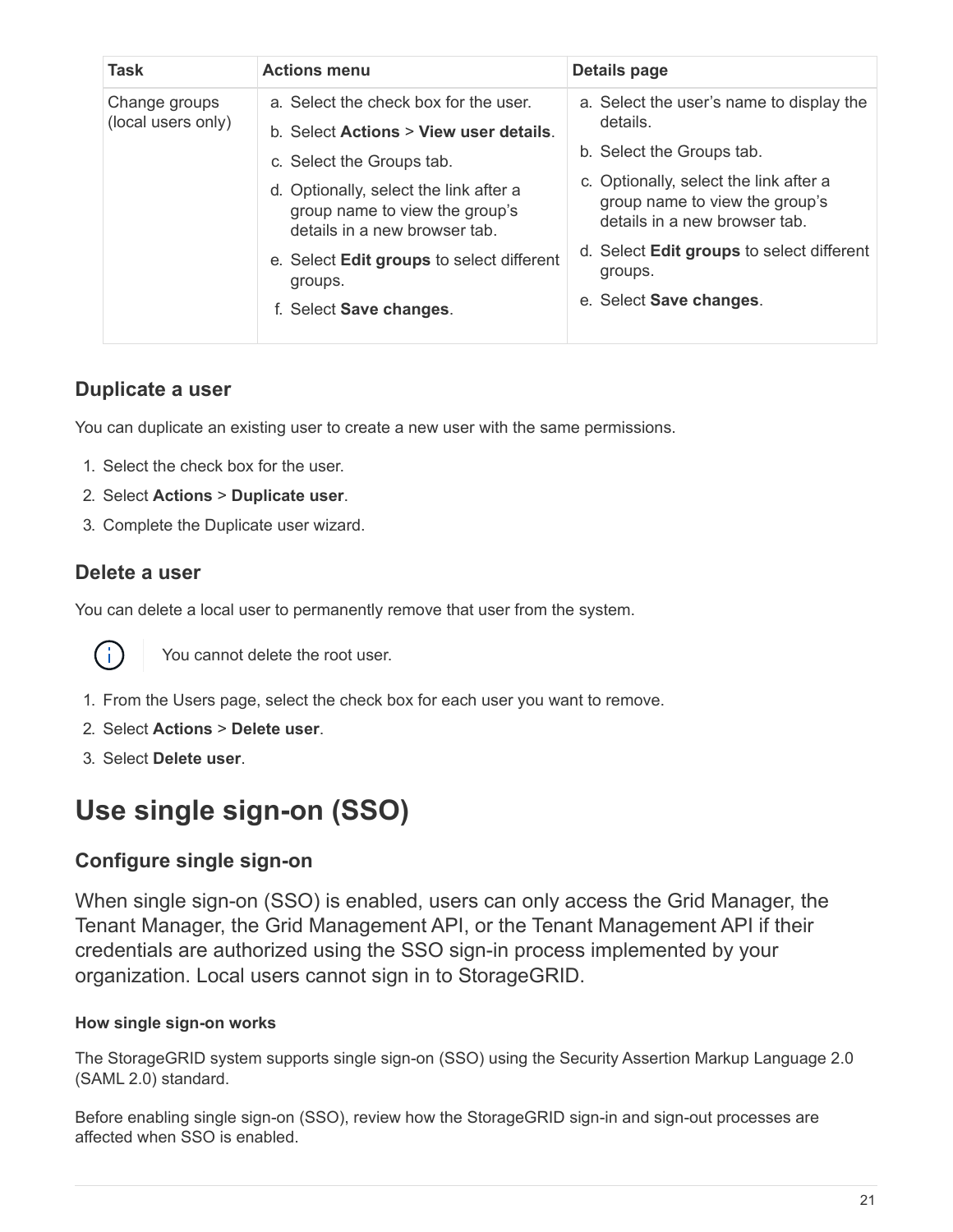| Task | Actions menu | Details page |
| --- | --- | --- |
| Change groups (local users only) | a. Select the check box for the user.<br>b. Select **Actions** > **View user details**.<br>c. Select the Groups tab.<br>d. Optionally, select the link after a group name to view the group's details in a new browser tab.<br>e. Select **Edit groups** to select different groups.<br>f. Select **Save changes**. | a. Select the user's name to display the details.<br>b. Select the Groups tab.<br>c. Optionally, select the link after a group name to view the group's details in a new browser tab.<br>d. Select **Edit groups** to select different groups.<br>e. Select **Save changes**. |

### Duplicate a user

You can duplicate an existing user to create a new user with the same permissions.

1. Select the check box for the user.
2. Select **Actions** > **Duplicate user**.
3. Complete the Duplicate user wizard.

### Delete a user

You can delete a local user to permanently remove that user from the system.

> You cannot delete the root user.

1. From the Users page, select the check box for each user you want to remove.
2. Select **Actions** > **Delete user**.
3. Select **Delete user**.

# Use single sign-on (SSO)

## Configure single sign-on

When single sign-on (SSO) is enabled, users can only access the Grid Manager, the Tenant Manager, the Grid Management API, or the Tenant Management API if their credentials are authorized using the SSO sign-in process implemented by your organization. Local users cannot sign in to StorageGRID.

#### How single sign-on works

The StorageGRID system supports single sign-on (SSO) using the Security Assertion Markup Language 2.0 (SAML 2.0) standard.

Before enabling single sign-on (SSO), review how the StorageGRID sign-in and sign-out processes are affected when SSO is enabled.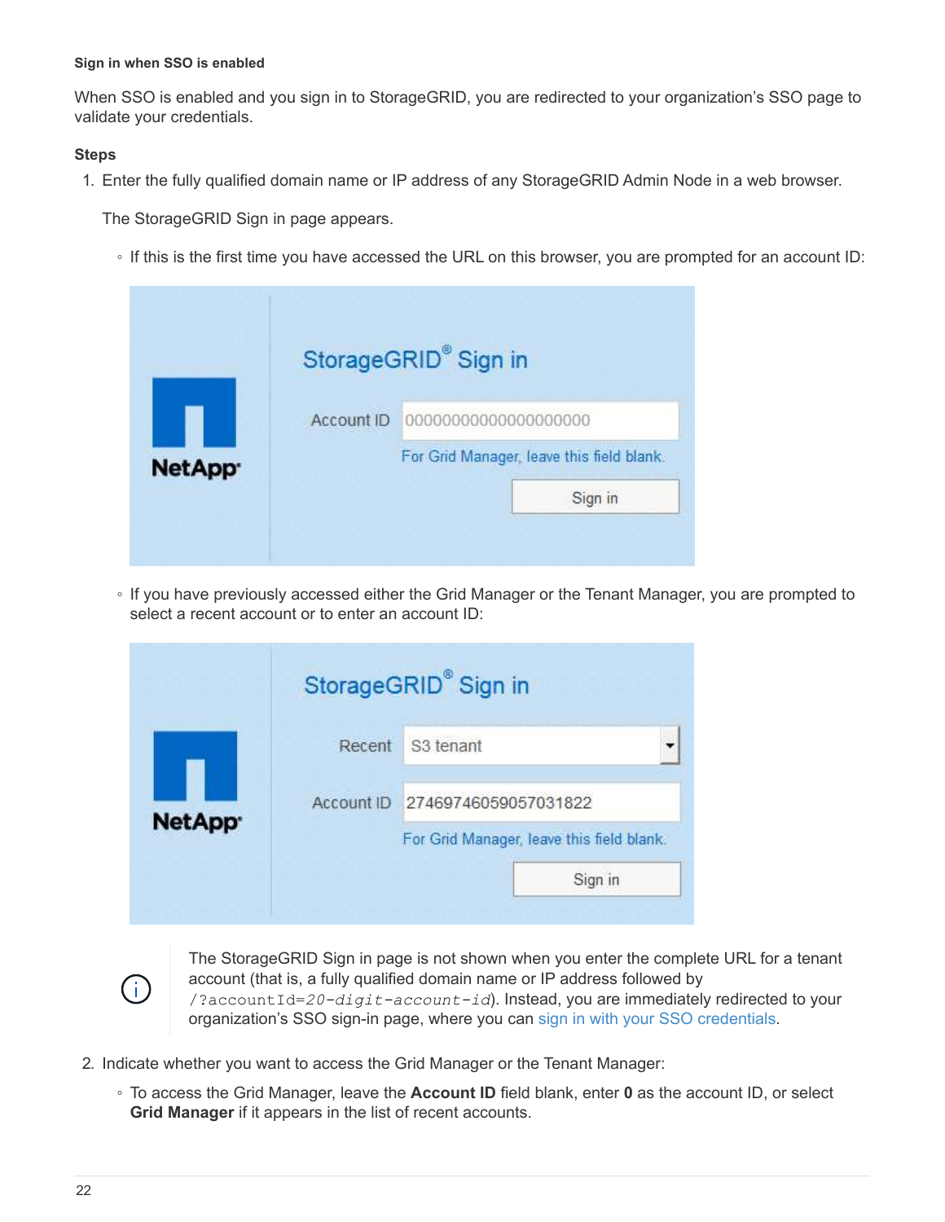#### Sign in when SSO is enabled

When SSO is enabled and you sign in to StorageGRID, you are redirected to your organization's SSO page to validate your credentials.

**Steps**

1. Enter the fully qualified domain name or IP address of any StorageGRID Admin Node in a web browser.

   The StorageGRID Sign in page appears.

   - If this is the first time you have accessed the URL on this browser, you are prompted for an account ID:

   - If you have previously accessed either the Grid Manager or the Tenant Manager, you are prompted to select a recent account or to enter an account ID:

   The StorageGRID Sign in page is not shown when you enter the complete URL for a tenant account (that is, a fully qualified domain name or IP address followed by `/?accountId=20-digit-account-id`). Instead, you are immediately redirected to your organization's SSO sign-in page, where you can sign in with your SSO credentials.

2. Indicate whether you want to access the Grid Manager or the Tenant Manager:

   - To access the Grid Manager, leave the **Account ID** field blank, enter **0** as the account ID, or select **Grid Manager** if it appears in the list of recent accounts.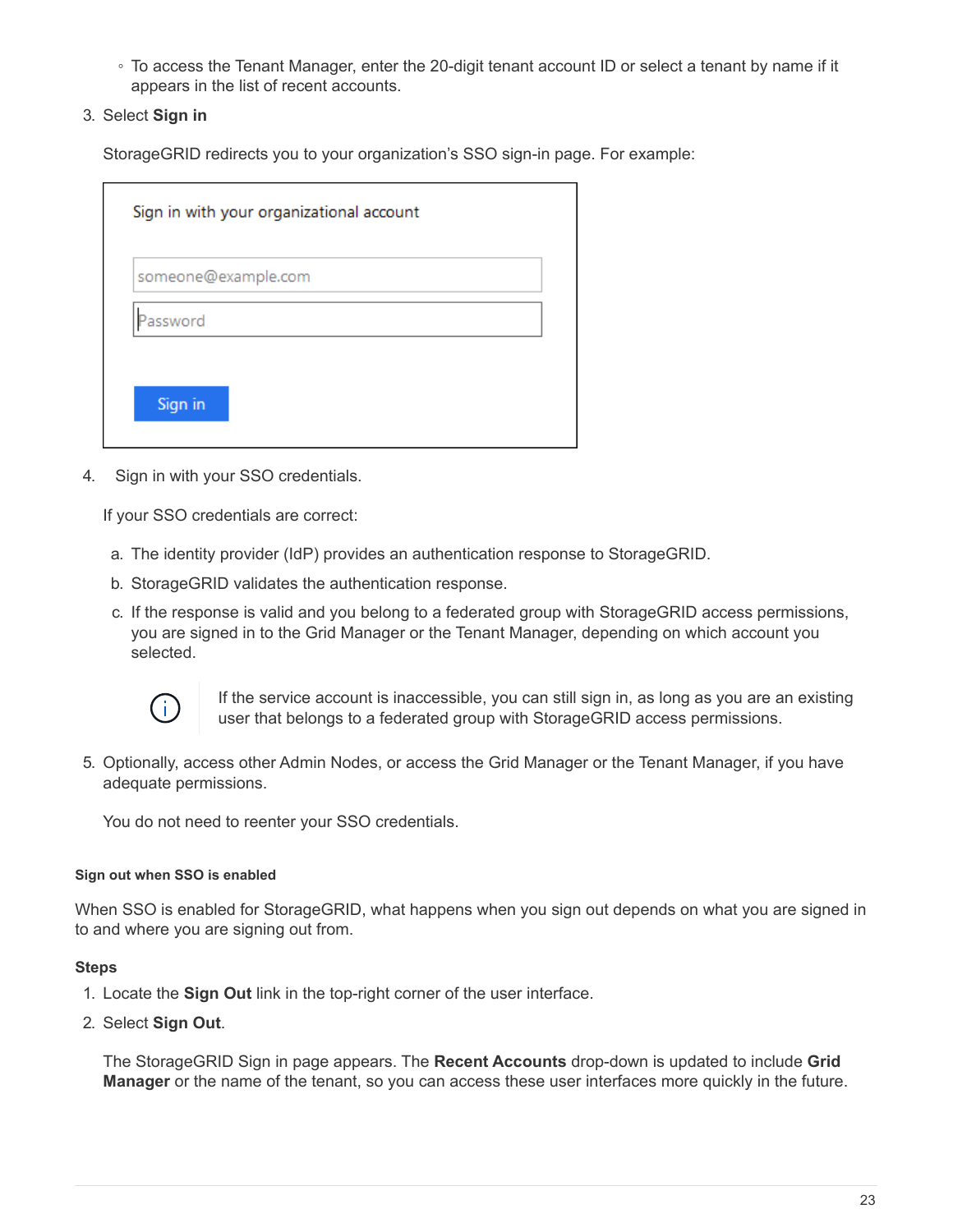- To access the Tenant Manager, enter the 20-digit tenant account ID or select a tenant by name if it appears in the list of recent accounts.

3. Select **Sign in**

   StorageGRID redirects you to your organization's SSO sign-in page. For example:

   Sign in with your organizational account

   someone@example.com

   Password

   Sign in

4. Sign in with your SSO credentials.

   If your SSO credentials are correct:

   a. The identity provider (IdP) provides an authentication response to StorageGRID.

   b. StorageGRID validates the authentication response.

   c. If the response is valid and you belong to a federated group with StorageGRID access permissions, you are signed in to the Grid Manager or the Tenant Manager, depending on which account you selected.

   > If the service account is inaccessible, you can still sign in, as long as you are an existing user that belongs to a federated group with StorageGRID access permissions.

5. Optionally, access other Admin Nodes, or access the Grid Manager or the Tenant Manager, if you have adequate permissions.

   You do not need to reenter your SSO credentials.

#### Sign out when SSO is enabled

When SSO is enabled for StorageGRID, what happens when you sign out depends on what you are signed in to and where you are signing out from.

**Steps**

1. Locate the **Sign Out** link in the top-right corner of the user interface.

2. Select **Sign Out**.

   The StorageGRID Sign in page appears. The **Recent Accounts** drop-down is updated to include **Grid Manager** or the name of the tenant, so you can access these user interfaces more quickly in the future.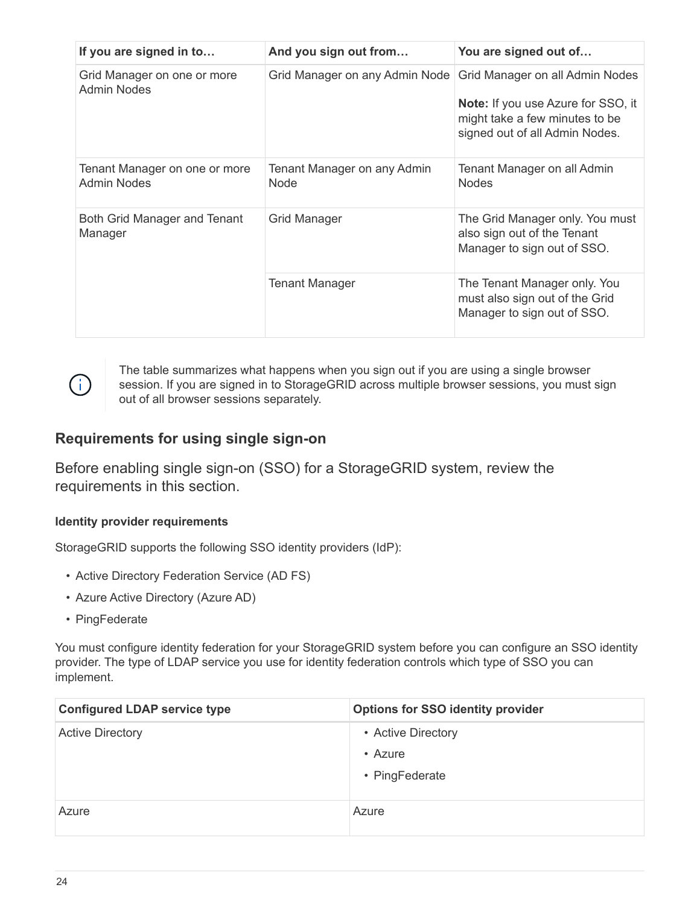| If you are signed in to… | And you sign out from… | You are signed out of… |
| --- | --- | --- |
| Grid Manager on one or more Admin Nodes | Grid Manager on any Admin Node | Grid Manager on all Admin Nodes<br><br>**Note:** If you use Azure for SSO, it might take a few minutes to be signed out of all Admin Nodes. |
| Tenant Manager on one or more Admin Nodes | Tenant Manager on any Admin Node | Tenant Manager on all Admin Nodes |
| Both Grid Manager and Tenant Manager | Grid Manager | The Grid Manager only. You must also sign out of the Tenant Manager to sign out of SSO. |
| | Tenant Manager | The Tenant Manager only. You must also sign out of the Grid Manager to sign out of SSO. |

> The table summarizes what happens when you sign out if you are using a single browser session. If you are signed in to StorageGRID across multiple browser sessions, you must sign out of all browser sessions separately.

## Requirements for using single sign-on

Before enabling single sign-on (SSO) for a StorageGRID system, review the requirements in this section.

#### Identity provider requirements

StorageGRID supports the following SSO identity providers (IdP):

- Active Directory Federation Service (AD FS)
- Azure Active Directory (Azure AD)
- PingFederate

You must configure identity federation for your StorageGRID system before you can configure an SSO identity provider. The type of LDAP service you use for identity federation controls which type of SSO you can implement.

| Configured LDAP service type | Options for SSO identity provider |
| --- | --- |
| Active Directory | • Active Directory<br>• Azure<br>• PingFederate |
| Azure | Azure |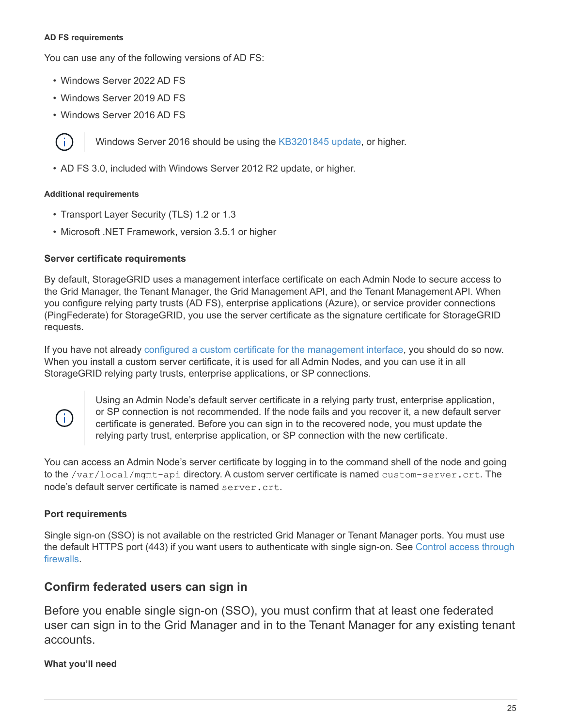#### AD FS requirements

You can use any of the following versions of AD FS:

- Windows Server 2022 AD FS
- Windows Server 2019 AD FS
- Windows Server 2016 AD FS

> Windows Server 2016 should be using the KB3201845 update, or higher.

- AD FS 3.0, included with Windows Server 2012 R2 update, or higher.

#### Additional requirements

- Transport Layer Security (TLS) 1.2 or 1.3
- Microsoft .NET Framework, version 3.5.1 or higher

### Server certificate requirements

By default, StorageGRID uses a management interface certificate on each Admin Node to secure access to the Grid Manager, the Tenant Manager, the Grid Management API, and the Tenant Management API. When you configure relying party trusts (AD FS), enterprise applications (Azure), or service provider connections (PingFederate) for StorageGRID, you use the server certificate as the signature certificate for StorageGRID requests.

If you have not already configured a custom certificate for the management interface, you should do so now. When you install a custom server certificate, it is used for all Admin Nodes, and you can use it in all StorageGRID relying party trusts, enterprise applications, or SP connections.

> Using an Admin Node's default server certificate in a relying party trust, enterprise application, or SP connection is not recommended. If the node fails and you recover it, a new default server certificate is generated. Before you can sign in to the recovered node, you must update the relying party trust, enterprise application, or SP connection with the new certificate.

You can access an Admin Node's server certificate by logging in to the command shell of the node and going to the `/var/local/mgmt-api` directory. A custom server certificate is named `custom-server.crt`. The node's default server certificate is named `server.crt`.

### Port requirements

Single sign-on (SSO) is not available on the restricted Grid Manager or Tenant Manager ports. You must use the default HTTPS port (443) if you want users to authenticate with single sign-on. See Control access through firewalls.

## Confirm federated users can sign in

Before you enable single sign-on (SSO), you must confirm that at least one federated user can sign in to the Grid Manager and in to the Tenant Manager for any existing tenant accounts.

#### What you'll need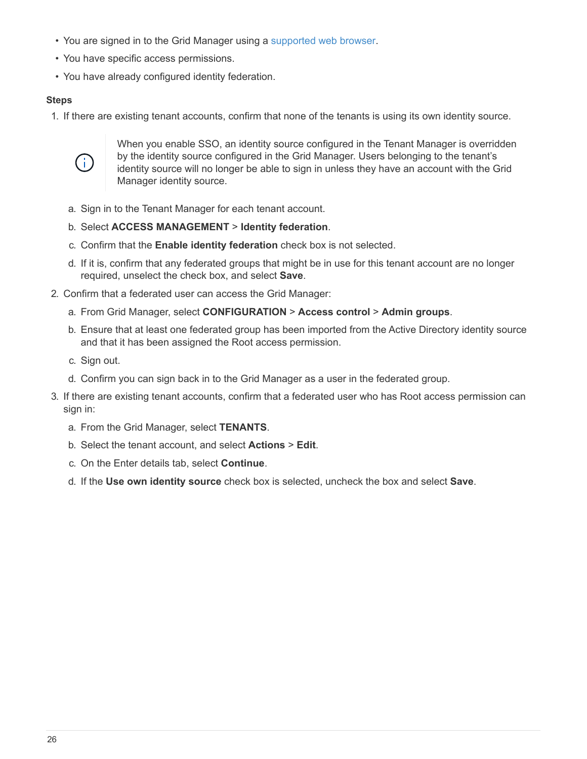- You are signed in to the Grid Manager using a supported web browser.
- You have specific access permissions.
- You have already configured identity federation.

**Steps**

1. If there are existing tenant accounts, confirm that none of the tenants is using its own identity source.

   > When you enable SSO, an identity source configured in the Tenant Manager is overridden by the identity source configured in the Grid Manager. Users belonging to the tenant's identity source will no longer be able to sign in unless they have an account with the Grid Manager identity source.

   a. Sign in to the Tenant Manager for each tenant account.

   b. Select **ACCESS MANAGEMENT** > **Identity federation**.

   c. Confirm that the **Enable identity federation** check box is not selected.

   d. If it is, confirm that any federated groups that might be in use for this tenant account are no longer required, unselect the check box, and select **Save**.

2. Confirm that a federated user can access the Grid Manager:

   a. From Grid Manager, select **CONFIGURATION** > **Access control** > **Admin groups**.

   b. Ensure that at least one federated group has been imported from the Active Directory identity source and that it has been assigned the Root access permission.

   c. Sign out.

   d. Confirm you can sign back in to the Grid Manager as a user in the federated group.

3. If there are existing tenant accounts, confirm that a federated user who has Root access permission can sign in:

   a. From the Grid Manager, select **TENANTS**.

   b. Select the tenant account, and select **Actions** > **Edit**.

   c. On the Enter details tab, select **Continue**.

   d. If the **Use own identity source** check box is selected, uncheck the box and select **Save**.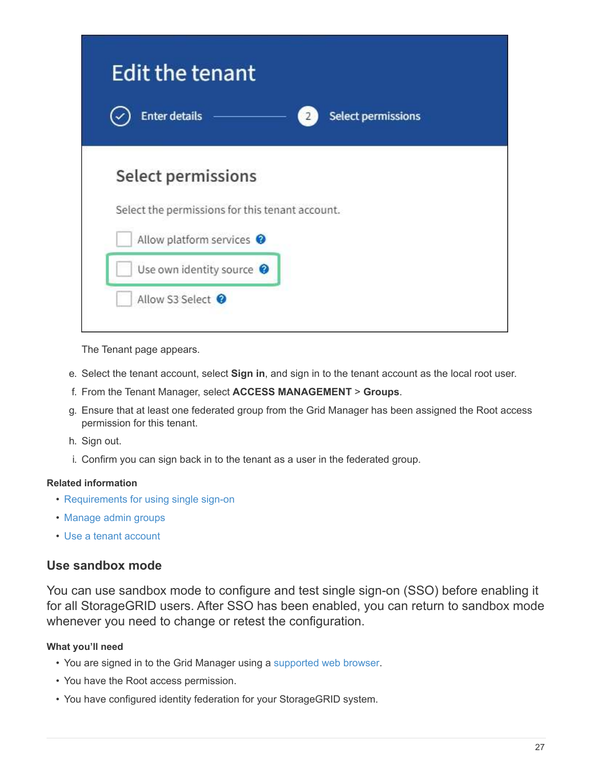The Tenant page appears.

e. Select the tenant account, select **Sign in**, and sign in to the tenant account as the local root user.

f. From the Tenant Manager, select **ACCESS MANAGEMENT** > **Groups**.

g. Ensure that at least one federated group from the Grid Manager has been assigned the Root access permission for this tenant.

h. Sign out.

i. Confirm you can sign back in to the tenant as a user in the federated group.

**Related information**

- Requirements for using single sign-on
- Manage admin groups
- Use a tenant account

## Use sandbox mode

You can use sandbox mode to configure and test single sign-on (SSO) before enabling it for all StorageGRID users. After SSO has been enabled, you can return to sandbox mode whenever you need to change or retest the configuration.

**What you'll need**

- You are signed in to the Grid Manager using a supported web browser.
- You have the Root access permission.
- You have configured identity federation for your StorageGRID system.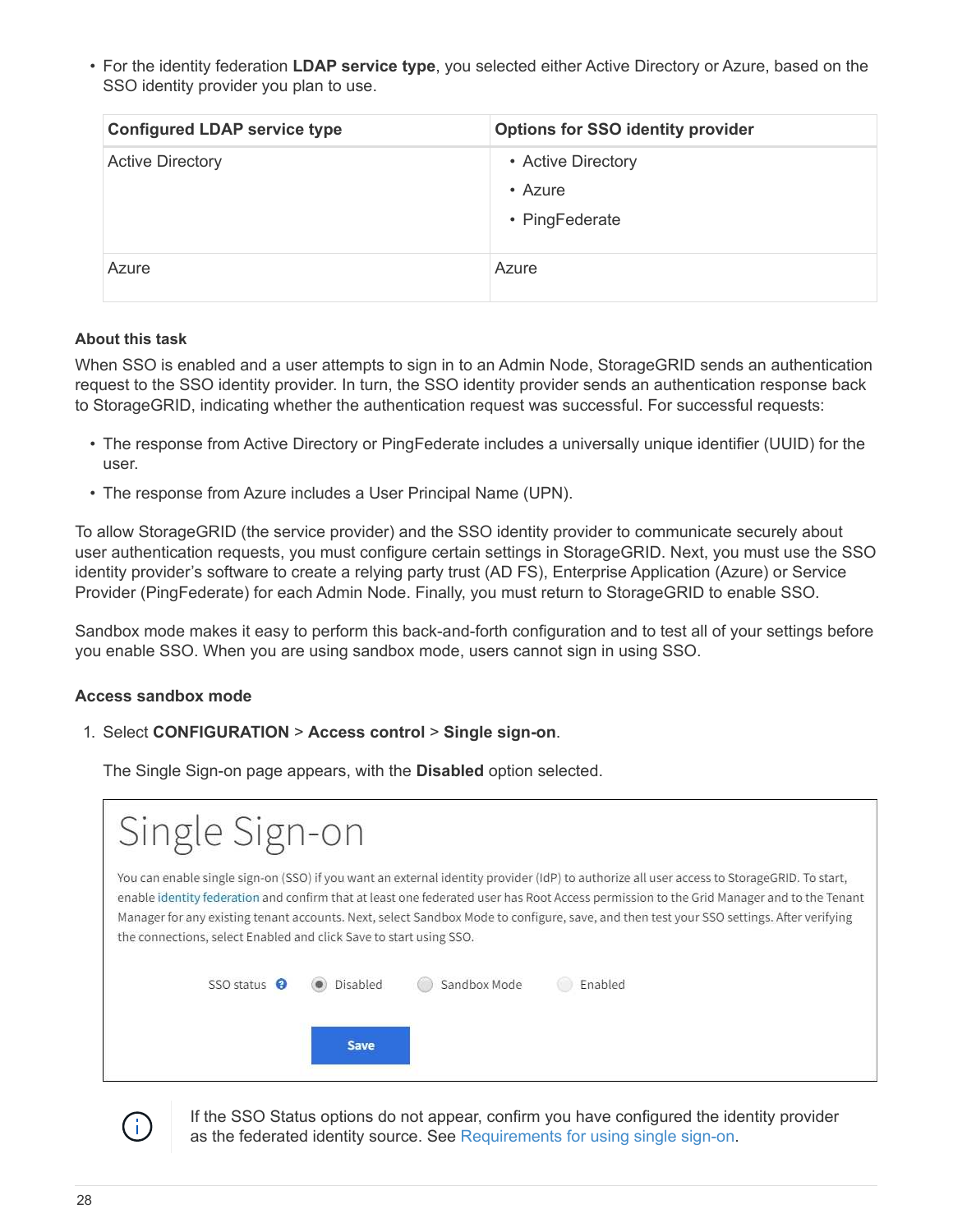- For the identity federation **LDAP service type**, you selected either Active Directory or Azure, based on the SSO identity provider you plan to use.

| Configured LDAP service type | Options for SSO identity provider |
| --- | --- |
| Active Directory | • Active Directory<br>• Azure<br>• PingFederate |
| Azure | Azure |

#### About this task

When SSO is enabled and a user attempts to sign in to an Admin Node, StorageGRID sends an authentication request to the SSO identity provider. In turn, the SSO identity provider sends an authentication response back to StorageGRID, indicating whether the authentication request was successful. For successful requests:

- The response from Active Directory or PingFederate includes a universally unique identifier (UUID) for the user.
- The response from Azure includes a User Principal Name (UPN).

To allow StorageGRID (the service provider) and the SSO identity provider to communicate securely about user authentication requests, you must configure certain settings in StorageGRID. Next, you must use the SSO identity provider's software to create a relying party trust (AD FS), Enterprise Application (Azure) or Service Provider (PingFederate) for each Admin Node. Finally, you must return to StorageGRID to enable SSO.

Sandbox mode makes it easy to perform this back-and-forth configuration and to test all of your settings before you enable SSO. When you are using sandbox mode, users cannot sign in using SSO.

#### Access sandbox mode

1. Select **CONFIGURATION** > **Access control** > **Single sign-on**.

   The Single Sign-on page appears, with the **Disabled** option selected.

   Single Sign-on

   You can enable single sign-on (SSO) if you want an external identity provider (IdP) to authorize all user access to StorageGRID. To start, enable identity federation and confirm that at least one federated user has Root Access permission to the Grid Manager and to the Tenant Manager for any existing tenant accounts. Next, select Sandbox Mode to configure, save, and then test your SSO settings. After verifying the connections, select Enabled and click Save to start using SSO.

   SSO status: (•) Disabled ( ) Sandbox Mode ( ) Enabled

   [Save]

   > If the SSO Status options do not appear, confirm you have configured the identity provider as the federated identity source. See Requirements for using single sign-on.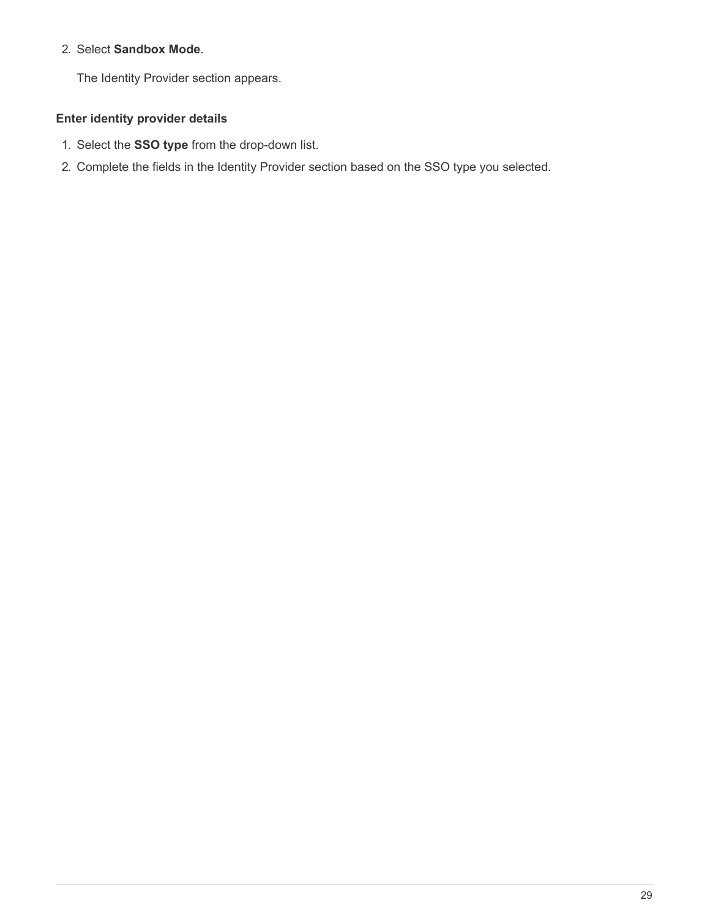2. Select **Sandbox Mode**.

   The Identity Provider section appears.

**Enter identity provider details**

1. Select the **SSO type** from the drop-down list.
2. Complete the fields in the Identity Provider section based on the SSO type you selected.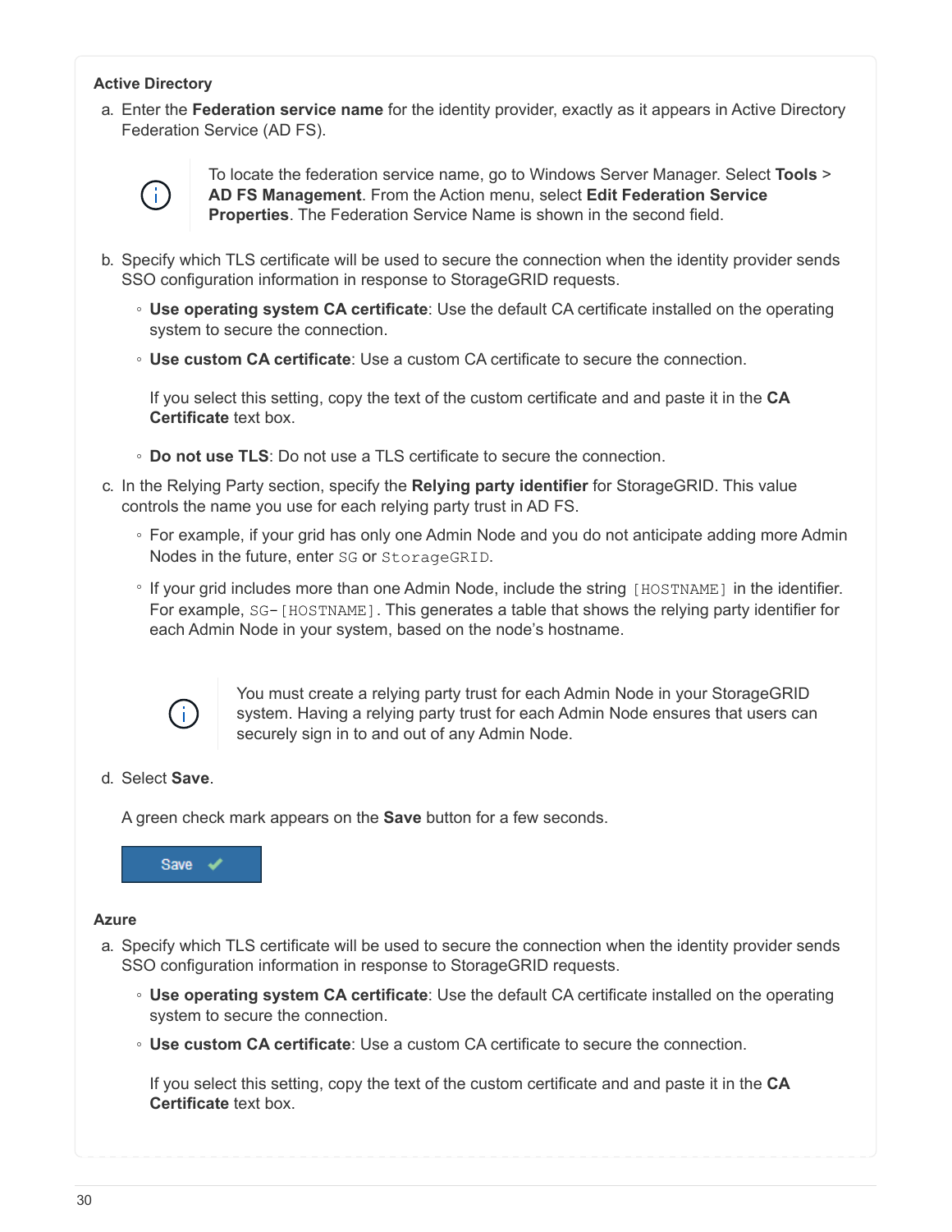**Active Directory**

a. Enter the **Federation service name** for the identity provider, exactly as it appears in Active Directory Federation Service (AD FS).

> To locate the federation service name, go to Windows Server Manager. Select **Tools** > **AD FS Management**. From the Action menu, select **Edit Federation Service Properties**. The Federation Service Name is shown in the second field.

b. Specify which TLS certificate will be used to secure the connection when the identity provider sends SSO configuration information in response to StorageGRID requests.

   - **Use operating system CA certificate**: Use the default CA certificate installed on the operating system to secure the connection.
   - **Use custom CA certificate**: Use a custom CA certificate to secure the connection.

     If you select this setting, copy the text of the custom certificate and and paste it in the **CA Certificate** text box.

   - **Do not use TLS**: Do not use a TLS certificate to secure the connection.

c. In the Relying Party section, specify the **Relying party identifier** for StorageGRID. This value controls the name you use for each relying party trust in AD FS.

   - For example, if your grid has only one Admin Node and you do not anticipate adding more Admin Nodes in the future, enter `SG` or `StorageGRID`.
   - If your grid includes more than one Admin Node, include the string `[HOSTNAME]` in the identifier. For example, `SG-[HOSTNAME]`. This generates a table that shows the relying party identifier for each Admin Node in your system, based on the node's hostname.

> You must create a relying party trust for each Admin Node in your StorageGRID system. Having a relying party trust for each Admin Node ensures that users can securely sign in to and out of any Admin Node.

d. Select **Save**.

   A green check mark appears on the **Save** button for a few seconds.

   Save ✔

**Azure**

a. Specify which TLS certificate will be used to secure the connection when the identity provider sends SSO configuration information in response to StorageGRID requests.

   - **Use operating system CA certificate**: Use the default CA certificate installed on the operating system to secure the connection.
   - **Use custom CA certificate**: Use a custom CA certificate to secure the connection.

     If you select this setting, copy the text of the custom certificate and and paste it in the **CA Certificate** text box.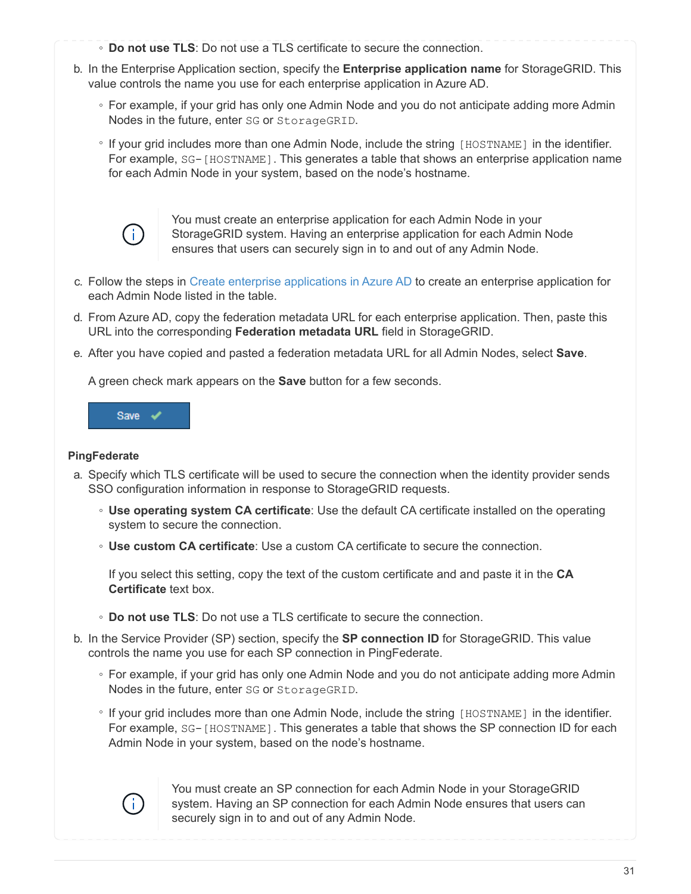- **Do not use TLS**: Do not use a TLS certificate to secure the connection.

b. In the Enterprise Application section, specify the **Enterprise application name** for StorageGRID. This value controls the name you use for each enterprise application in Azure AD.

   - For example, if your grid has only one Admin Node and you do not anticipate adding more Admin Nodes in the future, enter `SG` or `StorageGRID`.
   - If your grid includes more than one Admin Node, include the string `[HOSTNAME]` in the identifier. For example, `SG-[HOSTNAME]`. This generates a table that shows an enterprise application name for each Admin Node in your system, based on the node's hostname.

   > You must create an enterprise application for each Admin Node in your StorageGRID system. Having an enterprise application for each Admin Node ensures that users can securely sign in to and out of any Admin Node.

c. Follow the steps in Create enterprise applications in Azure AD to create an enterprise application for each Admin Node listed in the table.

d. From Azure AD, copy the federation metadata URL for each enterprise application. Then, paste this URL into the corresponding **Federation metadata URL** field in StorageGRID.

e. After you have copied and pasted a federation metadata URL for all Admin Nodes, select **Save**.

   A green check mark appears on the **Save** button for a few seconds.

**PingFederate**

a. Specify which TLS certificate will be used to secure the connection when the identity provider sends SSO configuration information in response to StorageGRID requests.

   - **Use operating system CA certificate**: Use the default CA certificate installed on the operating system to secure the connection.
   - **Use custom CA certificate**: Use a custom CA certificate to secure the connection.

     If you select this setting, copy the text of the custom certificate and and paste it in the **CA Certificate** text box.

   - **Do not use TLS**: Do not use a TLS certificate to secure the connection.

b. In the Service Provider (SP) section, specify the **SP connection ID** for StorageGRID. This value controls the name you use for each SP connection in PingFederate.

   - For example, if your grid has only one Admin Node and you do not anticipate adding more Admin Nodes in the future, enter `SG` or `StorageGRID`.
   - If your grid includes more than one Admin Node, include the string `[HOSTNAME]` in the identifier. For example, `SG-[HOSTNAME]`. This generates a table that shows the SP connection ID for each Admin Node in your system, based on the node's hostname.

   > You must create an SP connection for each Admin Node in your StorageGRID system. Having an SP connection for each Admin Node ensures that users can securely sign in to and out of any Admin Node.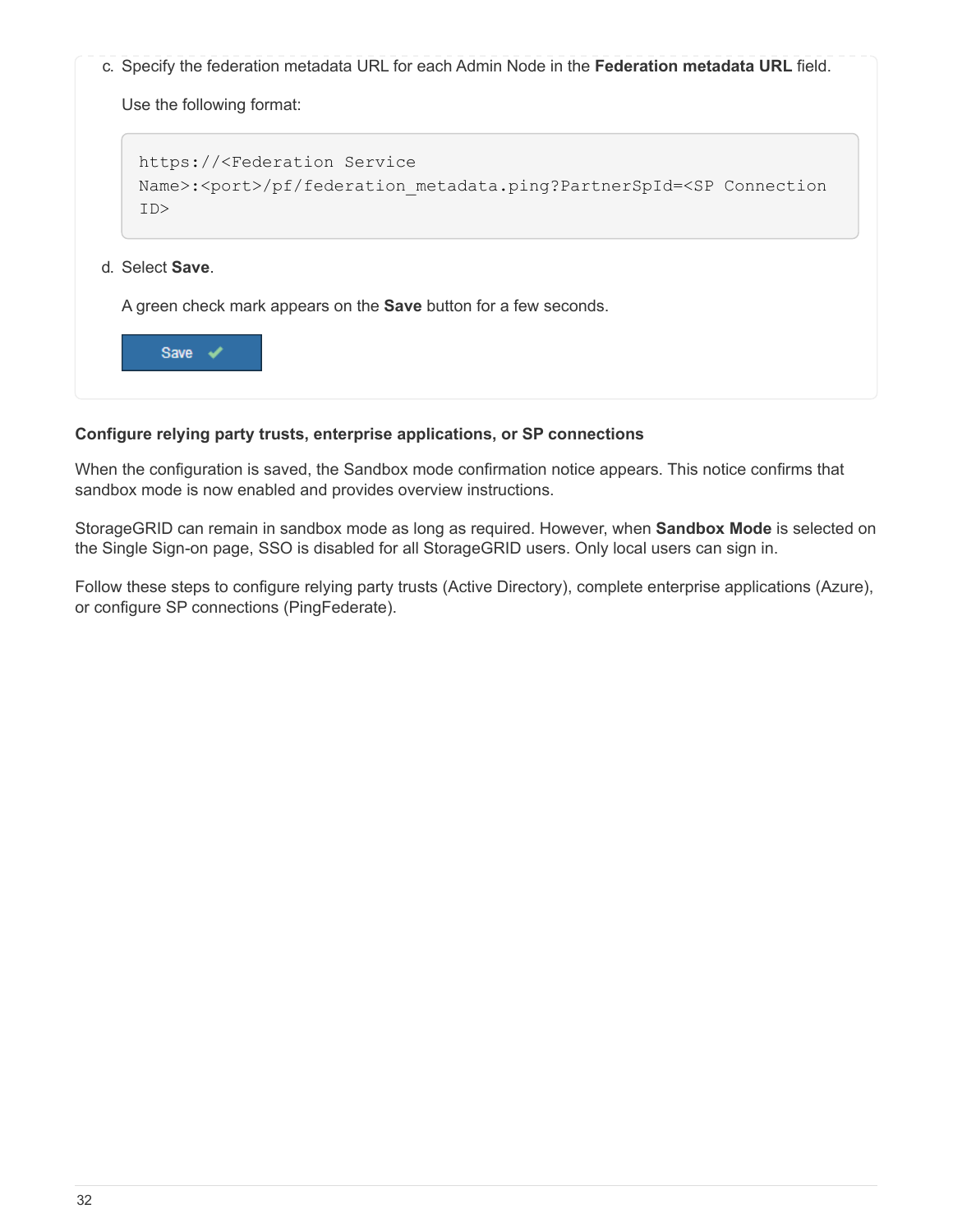c. Specify the federation metadata URL for each Admin Node in the **Federation metadata URL** field.

   Use the following format:

   ```
   https://<Federation Service
   Name>:<port>/pf/federation_metadata.ping?PartnerSpId=<SP Connection
   ID>
   ```

d. Select **Save**.

   A green check mark appears on the **Save** button for a few seconds.

#### Configure relying party trusts, enterprise applications, or SP connections

When the configuration is saved, the Sandbox mode confirmation notice appears. This notice confirms that sandbox mode is now enabled and provides overview instructions.

StorageGRID can remain in sandbox mode as long as required. However, when **Sandbox Mode** is selected on the Single Sign-on page, SSO is disabled for all StorageGRID users. Only local users can sign in.

Follow these steps to configure relying party trusts (Active Directory), complete enterprise applications (Azure), or configure SP connections (PingFederate).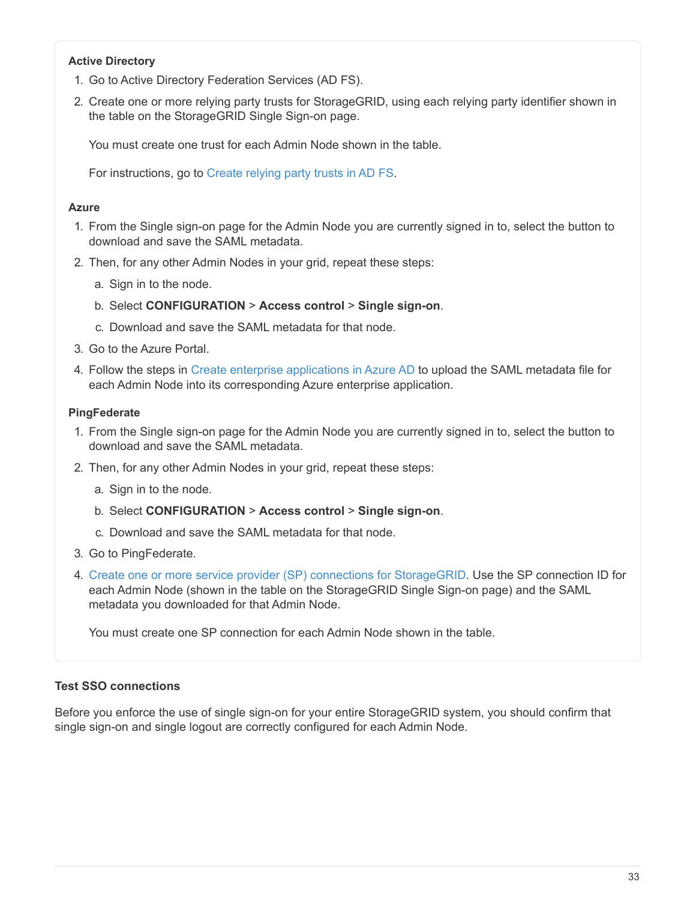**Active Directory**

1. Go to Active Directory Federation Services (AD FS).
2. Create one or more relying party trusts for StorageGRID, using each relying party identifier shown in the table on the StorageGRID Single Sign-on page.

   You must create one trust for each Admin Node shown in the table.

   For instructions, go to Create relying party trusts in AD FS.

**Azure**

1. From the Single sign-on page for the Admin Node you are currently signed in to, select the button to download and save the SAML metadata.
2. Then, for any other Admin Nodes in your grid, repeat these steps:
   a. Sign in to the node.
   b. Select **CONFIGURATION** > **Access control** > **Single sign-on**.
   c. Download and save the SAML metadata for that node.
3. Go to the Azure Portal.
4. Follow the steps in Create enterprise applications in Azure AD to upload the SAML metadata file for each Admin Node into its corresponding Azure enterprise application.

**PingFederate**

1. From the Single sign-on page for the Admin Node you are currently signed in to, select the button to download and save the SAML metadata.
2. Then, for any other Admin Nodes in your grid, repeat these steps:
   a. Sign in to the node.
   b. Select **CONFIGURATION** > **Access control** > **Single sign-on**.
   c. Download and save the SAML metadata for that node.
3. Go to PingFederate.
4. Create one or more service provider (SP) connections for StorageGRID. Use the SP connection ID for each Admin Node (shown in the table on the StorageGRID Single Sign-on page) and the SAML metadata you downloaded for that Admin Node.

   You must create one SP connection for each Admin Node shown in the table.

#### Test SSO connections

Before you enforce the use of single sign-on for your entire StorageGRID system, you should confirm that single sign-on and single logout are correctly configured for each Admin Node.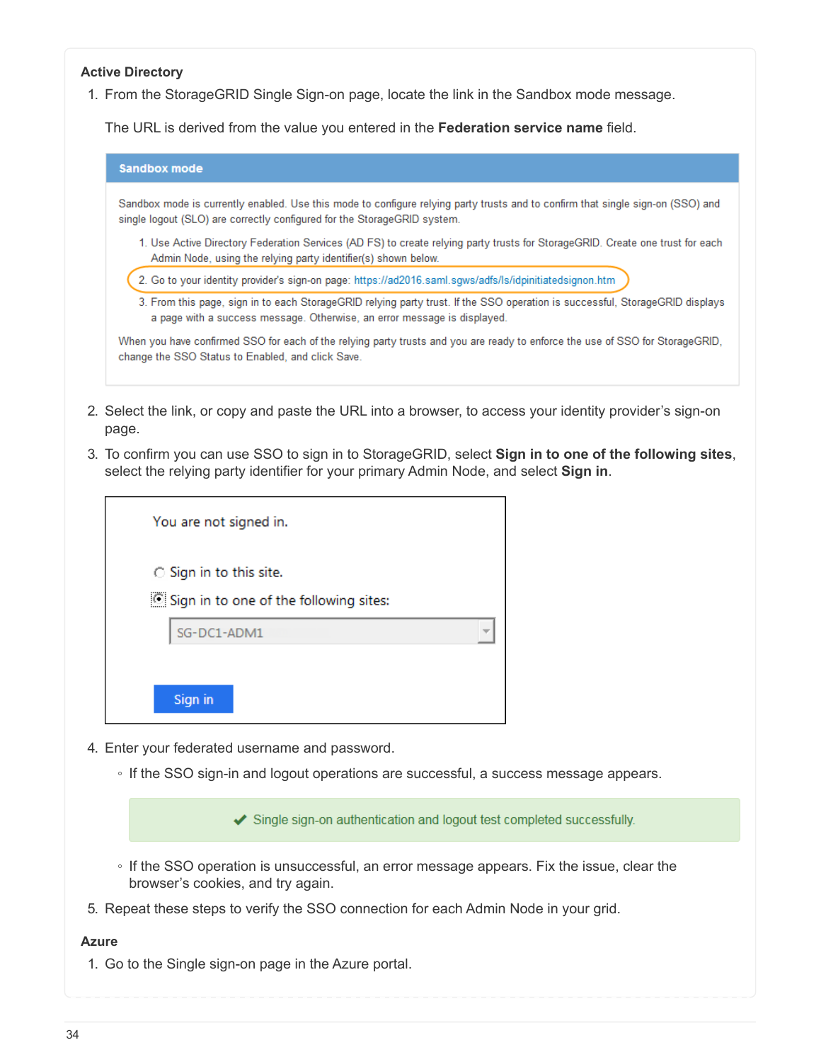**Active Directory**

1. From the StorageGRID Single Sign-on page, locate the link in the Sandbox mode message.

   The URL is derived from the value you entered in the **Federation service name** field.

   **Sandbox mode**

   Sandbox mode is currently enabled. Use this mode to configure relying party trusts and to confirm that single sign-on (SSO) and single logout (SLO) are correctly configured for the StorageGRID system.

   1. Use Active Directory Federation Services (AD FS) to create relying party trusts for StorageGRID. Create one trust for each Admin Node, using the relying party identifier(s) shown below.
   2. Go to your identity provider's sign-on page: https://ad2016.saml.sgws/adfs/ls/idpinitiatedsignon.htm
   3. From this page, sign in to each StorageGRID relying party trust. If the SSO operation is successful, StorageGRID displays a page with a success message. Otherwise, an error message is displayed.

   When you have confirmed SSO for each of the relying party trusts and you are ready to enforce the use of SSO for StorageGRID, change the SSO Status to Enabled, and click Save.

2. Select the link, or copy and paste the URL into a browser, to access your identity provider's sign-on page.
3. To confirm you can use SSO to sign in to StorageGRID, select **Sign in to one of the following sites**, select the relying party identifier for your primary Admin Node, and select **Sign in**.

   You are not signed in.

   ○ Sign in to this site.

   ● Sign in to one of the following sites:

   SG-DC1-ADM1

   Sign in

4. Enter your federated username and password.
   - If the SSO sign-in and logout operations are successful, a success message appears.

     ✔ Single sign-on authentication and logout test completed successfully.

   - If the SSO operation is unsuccessful, an error message appears. Fix the issue, clear the browser's cookies, and try again.
5. Repeat these steps to verify the SSO connection for each Admin Node in your grid.

**Azure**

1. Go to the Single sign-on page in the Azure portal.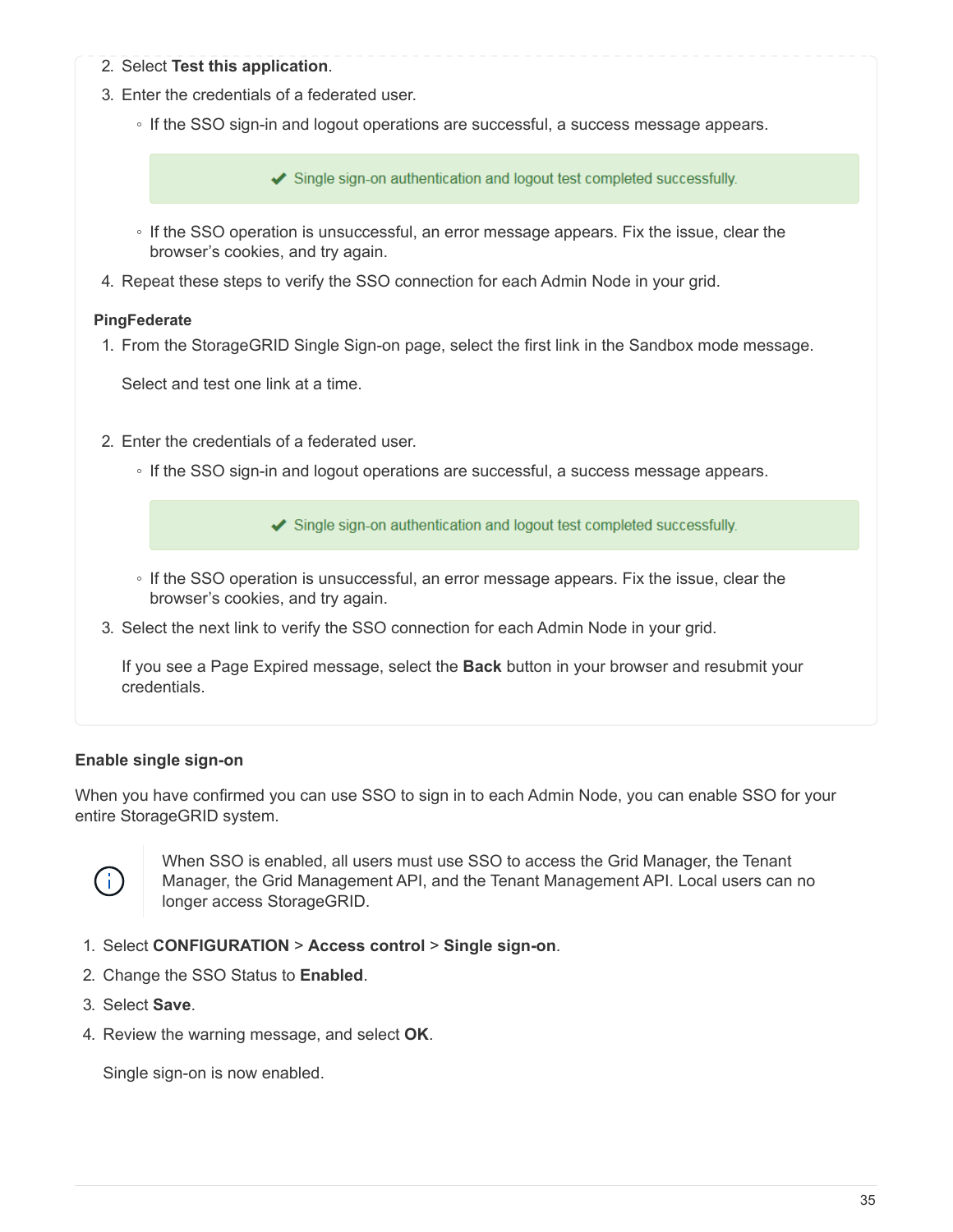2. Select **Test this application**.
3. Enter the credentials of a federated user.
   - If the SSO sign-in and logout operations are successful, a success message appears.

     ✔ Single sign-on authentication and logout test completed successfully.

   - If the SSO operation is unsuccessful, an error message appears. Fix the issue, clear the browser's cookies, and try again.
4. Repeat these steps to verify the SSO connection for each Admin Node in your grid.

**PingFederate**

1. From the StorageGRID Single Sign-on page, select the first link in the Sandbox mode message.

   Select and test one link at a time.

2. Enter the credentials of a federated user.
   - If the SSO sign-in and logout operations are successful, a success message appears.

     ✔ Single sign-on authentication and logout test completed successfully.

   - If the SSO operation is unsuccessful, an error message appears. Fix the issue, clear the browser's cookies, and try again.
3. Select the next link to verify the SSO connection for each Admin Node in your grid.

   If you see a Page Expired message, select the **Back** button in your browser and resubmit your credentials.

#### Enable single sign-on

When you have confirmed you can use SSO to sign in to each Admin Node, you can enable SSO for your entire StorageGRID system.

> When SSO is enabled, all users must use SSO to access the Grid Manager, the Tenant Manager, the Grid Management API, and the Tenant Management API. Local users can no longer access StorageGRID.

1. Select **CONFIGURATION** > **Access control** > **Single sign-on**.
2. Change the SSO Status to **Enabled**.
3. Select **Save**.
4. Review the warning message, and select **OK**.

   Single sign-on is now enabled.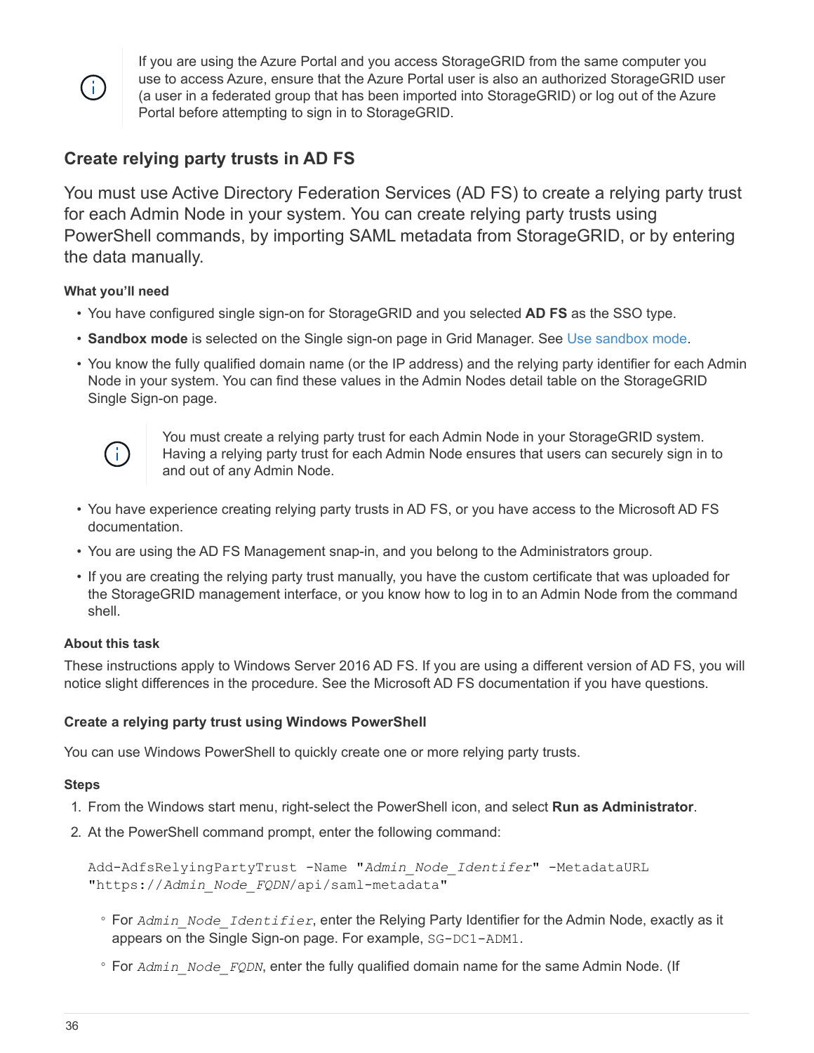> If you are using the Azure Portal and you access StorageGRID from the same computer you use to access Azure, ensure that the Azure Portal user is also an authorized StorageGRID user (a user in a federated group that has been imported into StorageGRID) or log out of the Azure Portal before attempting to sign in to StorageGRID.

## Create relying party trusts in AD FS

You must use Active Directory Federation Services (AD FS) to create a relying party trust for each Admin Node in your system. You can create relying party trusts using PowerShell commands, by importing SAML metadata from StorageGRID, or by entering the data manually.

#### What you'll need

- You have configured single sign-on for StorageGRID and you selected **AD FS** as the SSO type.
- **Sandbox mode** is selected on the Single sign-on page in Grid Manager. See Use sandbox mode.
- You know the fully qualified domain name (or the IP address) and the relying party identifier for each Admin Node in your system. You can find these values in the Admin Nodes detail table on the StorageGRID Single Sign-on page.

> You must create a relying party trust for each Admin Node in your StorageGRID system. Having a relying party trust for each Admin Node ensures that users can securely sign in to and out of any Admin Node.

- You have experience creating relying party trusts in AD FS, or you have access to the Microsoft AD FS documentation.
- You are using the AD FS Management snap-in, and you belong to the Administrators group.
- If you are creating the relying party trust manually, you have the custom certificate that was uploaded for the StorageGRID management interface, or you know how to log in to an Admin Node from the command shell.

#### About this task

These instructions apply to Windows Server 2016 AD FS. If you are using a different version of AD FS, you will notice slight differences in the procedure. See the Microsoft AD FS documentation if you have questions.

#### Create a relying party trust using Windows PowerShell

You can use Windows PowerShell to quickly create one or more relying party trusts.

#### Steps

1. From the Windows start menu, right-select the PowerShell icon, and select **Run as Administrator**.
2. At the PowerShell command prompt, enter the following command:

```
Add-AdfsRelyingPartyTrust -Name "Admin_Node_Identifer" -MetadataURL
"https://Admin_Node_FQDN/api/saml-metadata"
```

   - For *Admin_Node_Identifier*, enter the Relying Party Identifier for the Admin Node, exactly as it appears on the Single Sign-on page. For example, `SG-DC1-ADM1`.
   - For *Admin_Node_FQDN*, enter the fully qualified domain name for the same Admin Node. (If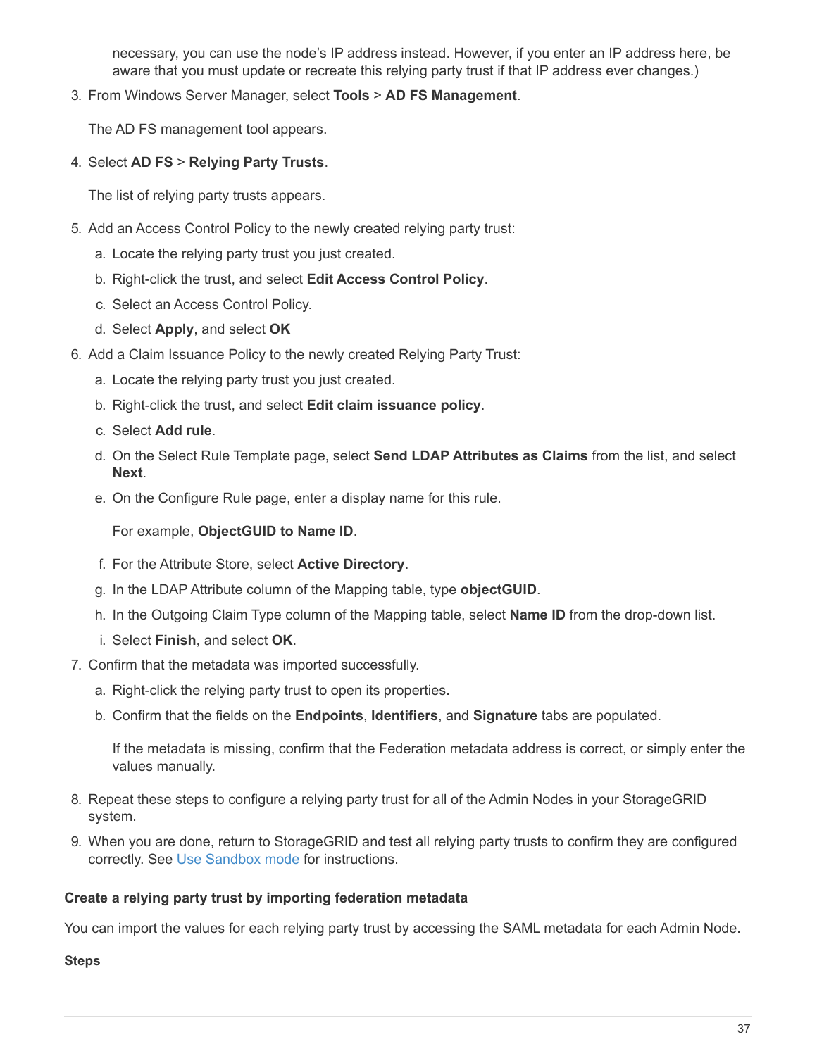necessary, you can use the node's IP address instead. However, if you enter an IP address here, be aware that you must update or recreate this relying party trust if that IP address ever changes.)

3. From Windows Server Manager, select **Tools** > **AD FS Management**.

   The AD FS management tool appears.

4. Select **AD FS** > **Relying Party Trusts**.

   The list of relying party trusts appears.

5. Add an Access Control Policy to the newly created relying party trust:
   a. Locate the relying party trust you just created.
   b. Right-click the trust, and select **Edit Access Control Policy**.
   c. Select an Access Control Policy.
   d. Select **Apply**, and select **OK**
6. Add a Claim Issuance Policy to the newly created Relying Party Trust:
   a. Locate the relying party trust you just created.
   b. Right-click the trust, and select **Edit claim issuance policy**.
   c. Select **Add rule**.
   d. On the Select Rule Template page, select **Send LDAP Attributes as Claims** from the list, and select **Next**.
   e. On the Configure Rule page, enter a display name for this rule.

      For example, **ObjectGUID to Name ID**.

   f. For the Attribute Store, select **Active Directory**.
   g. In the LDAP Attribute column of the Mapping table, type **objectGUID**.
   h. In the Outgoing Claim Type column of the Mapping table, select **Name ID** from the drop-down list.
   i. Select **Finish**, and select **OK**.
7. Confirm that the metadata was imported successfully.
   a. Right-click the relying party trust to open its properties.
   b. Confirm that the fields on the **Endpoints**, **Identifiers**, and **Signature** tabs are populated.

      If the metadata is missing, confirm that the Federation metadata address is correct, or simply enter the values manually.

8. Repeat these steps to configure a relying party trust for all of the Admin Nodes in your StorageGRID system.
9. When you are done, return to StorageGRID and test all relying party trusts to confirm they are configured correctly. See Use Sandbox mode for instructions.

#### Create a relying party trust by importing federation metadata

You can import the values for each relying party trust by accessing the SAML metadata for each Admin Node.

#### Steps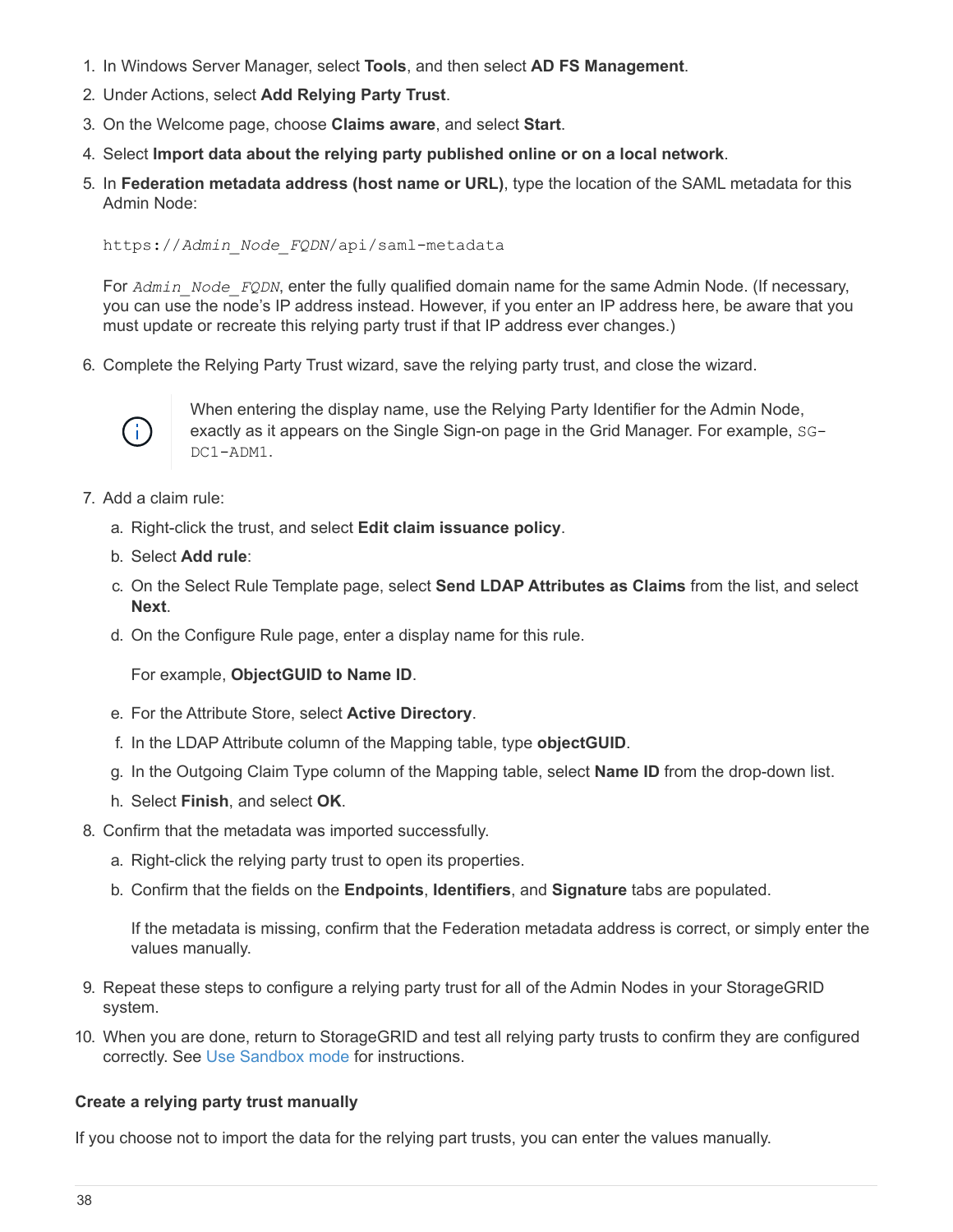1. In Windows Server Manager, select **Tools**, and then select **AD FS Management**.
2. Under Actions, select **Add Relying Party Trust**.
3. On the Welcome page, choose **Claims aware**, and select **Start**.
4. Select **Import data about the relying party published online or on a local network**.
5. In **Federation metadata address (host name or URL)**, type the location of the SAML metadata for this Admin Node:

   ```
   https://Admin_Node_FQDN/api/saml-metadata
   ```

   For *Admin_Node_FQDN*, enter the fully qualified domain name for the same Admin Node. (If necessary, you can use the node's IP address instead. However, if you enter an IP address here, be aware that you must update or recreate this relying party trust if that IP address ever changes.)

6. Complete the Relying Party Trust wizard, save the relying party trust, and close the wizard.

   > When entering the display name, use the Relying Party Identifier for the Admin Node, exactly as it appears on the Single Sign-on page in the Grid Manager. For example, `SG-DC1-ADM1`.

7. Add a claim rule:
   a. Right-click the trust, and select **Edit claim issuance policy**.
   b. Select **Add rule**:
   c. On the Select Rule Template page, select **Send LDAP Attributes as Claims** from the list, and select **Next**.
   d. On the Configure Rule page, enter a display name for this rule.

      For example, **ObjectGUID to Name ID**.

   e. For the Attribute Store, select **Active Directory**.
   f. In the LDAP Attribute column of the Mapping table, type **objectGUID**.
   g. In the Outgoing Claim Type column of the Mapping table, select **Name ID** from the drop-down list.
   h. Select **Finish**, and select **OK**.
8. Confirm that the metadata was imported successfully.
   a. Right-click the relying party trust to open its properties.
   b. Confirm that the fields on the **Endpoints**, **Identifiers**, and **Signature** tabs are populated.

      If the metadata is missing, confirm that the Federation metadata address is correct, or simply enter the values manually.

9. Repeat these steps to configure a relying party trust for all of the Admin Nodes in your StorageGRID system.
10. When you are done, return to StorageGRID and test all relying party trusts to confirm they are configured correctly. See Use Sandbox mode for instructions.

#### Create a relying party trust manually

If you choose not to import the data for the relying part trusts, you can enter the values manually.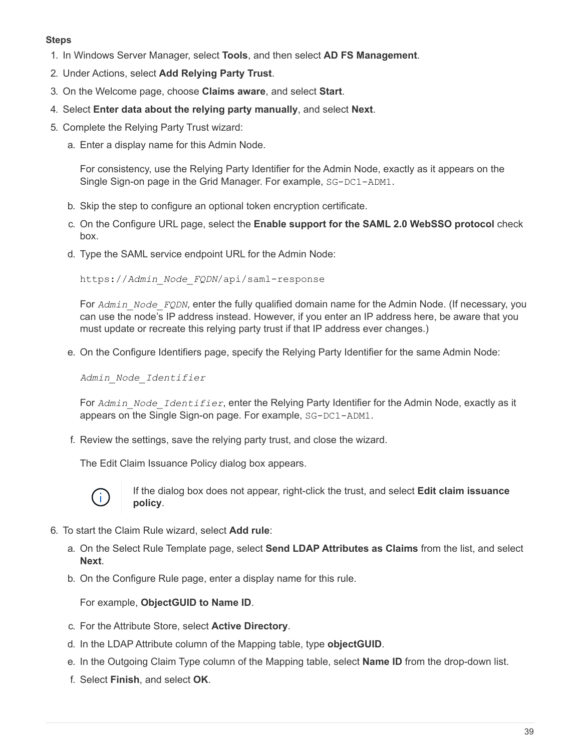**Steps**

1. In Windows Server Manager, select **Tools**, and then select **AD FS Management**.
2. Under Actions, select **Add Relying Party Trust**.
3. On the Welcome page, choose **Claims aware**, and select **Start**.
4. Select **Enter data about the relying party manually**, and select **Next**.
5. Complete the Relying Party Trust wizard:

    a. Enter a display name for this Admin Node.

    For consistency, use the Relying Party Identifier for the Admin Node, exactly as it appears on the Single Sign-on page in the Grid Manager. For example, `SG-DC1-ADM1`.

    b. Skip the step to configure an optional token encryption certificate.

    c. On the Configure URL page, select the **Enable support for the SAML 2.0 WebSSO protocol** check box.

    d. Type the SAML service endpoint URL for the Admin Node:

    ```
    https://Admin_Node_FQDN/api/saml-response
    ```

    For *`Admin_Node_FQDN`*, enter the fully qualified domain name for the Admin Node. (If necessary, you can use the node's IP address instead. However, if you enter an IP address here, be aware that you must update or recreate this relying party trust if that IP address ever changes.)

    e. On the Configure Identifiers page, specify the Relying Party Identifier for the same Admin Node:

    ```
    Admin_Node_Identifier
    ```

    For *`Admin_Node_Identifier`*, enter the Relying Party Identifier for the Admin Node, exactly as it appears on the Single Sign-on page. For example, `SG-DC1-ADM1`.

    f. Review the settings, save the relying party trust, and close the wizard.

    The Edit Claim Issuance Policy dialog box appears.

    > If the dialog box does not appear, right-click the trust, and select **Edit claim issuance policy**.

6. To start the Claim Rule wizard, select **Add rule**:

    a. On the Select Rule Template page, select **Send LDAP Attributes as Claims** from the list, and select **Next**.

    b. On the Configure Rule page, enter a display name for this rule.

    For example, **ObjectGUID to Name ID**.

    c. For the Attribute Store, select **Active Directory**.

    d. In the LDAP Attribute column of the Mapping table, type **objectGUID**.

    e. In the Outgoing Claim Type column of the Mapping table, select **Name ID** from the drop-down list.

    f. Select **Finish**, and select **OK**.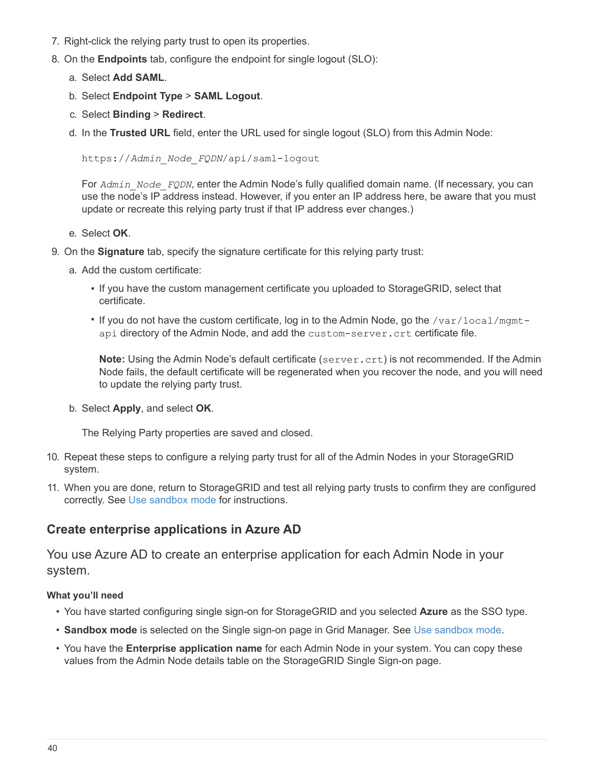7. Right-click the relying party trust to open its properties.
8. On the **Endpoints** tab, configure the endpoint for single logout (SLO):
   a. Select **Add SAML**.
   b. Select **Endpoint Type** > **SAML Logout**.
   c. Select **Binding** > **Redirect**.
   d. In the **Trusted URL** field, enter the URL used for single logout (SLO) from this Admin Node:

      ```
      https://Admin_Node_FQDN/api/saml-logout
      ```

      For *Admin_Node_FQDN*, enter the Admin Node's fully qualified domain name. (If necessary, you can use the node's IP address instead. However, if you enter an IP address here, be aware that you must update or recreate this relying party trust if that IP address ever changes.)
   e. Select **OK**.
9. On the **Signature** tab, specify the signature certificate for this relying party trust:
   a. Add the custom certificate:
      - If you have the custom management certificate you uploaded to StorageGRID, select that certificate.
      - If you do not have the custom certificate, log in to the Admin Node, go the `/var/local/mgmt-api` directory of the Admin Node, and add the `custom-server.crt` certificate file.

        **Note:** Using the Admin Node's default certificate (`server.crt`) is not recommended. If the Admin Node fails, the default certificate will be regenerated when you recover the node, and you will need to update the relying party trust.
   b. Select **Apply**, and select **OK**.

      The Relying Party properties are saved and closed.
10. Repeat these steps to configure a relying party trust for all of the Admin Nodes in your StorageGRID system.
11. When you are done, return to StorageGRID and test all relying party trusts to confirm they are configured correctly. See Use sandbox mode for instructions.

## Create enterprise applications in Azure AD

You use Azure AD to create an enterprise application for each Admin Node in your system.

#### What you'll need

- You have started configuring single sign-on for StorageGRID and you selected **Azure** as the SSO type.
- **Sandbox mode** is selected on the Single sign-on page in Grid Manager. See Use sandbox mode.
- You have the **Enterprise application name** for each Admin Node in your system. You can copy these values from the Admin Node details table on the StorageGRID Single Sign-on page.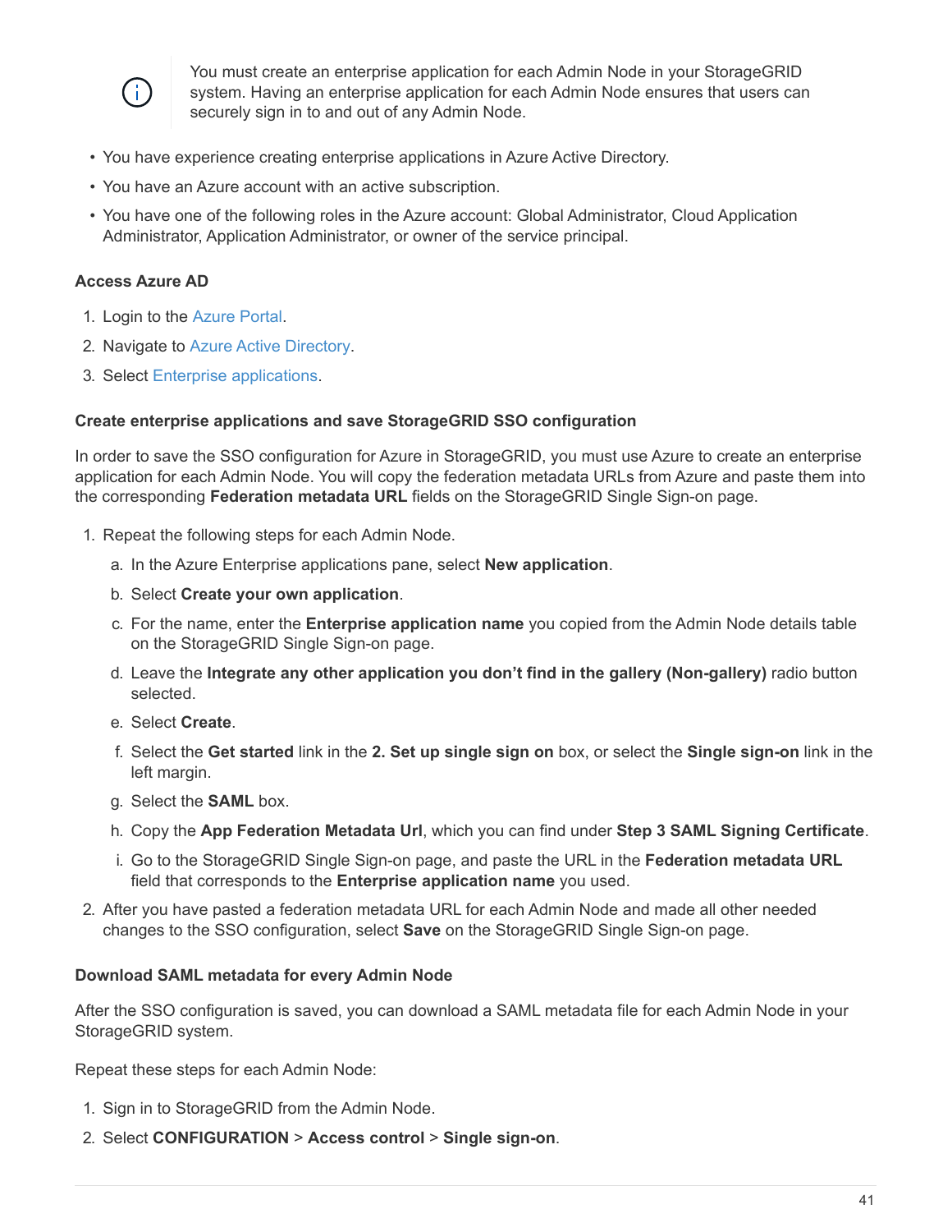> You must create an enterprise application for each Admin Node in your StorageGRID system. Having an enterprise application for each Admin Node ensures that users can securely sign in to and out of any Admin Node.

- You have experience creating enterprise applications in Azure Active Directory.
- You have an Azure account with an active subscription.
- You have one of the following roles in the Azure account: Global Administrator, Cloud Application Administrator, Application Administrator, or owner of the service principal.

#### Access Azure AD

1. Login to the Azure Portal.
2. Navigate to Azure Active Directory.
3. Select Enterprise applications.

#### Create enterprise applications and save StorageGRID SSO configuration

In order to save the SSO configuration for Azure in StorageGRID, you must use Azure to create an enterprise application for each Admin Node. You will copy the federation metadata URLs from Azure and paste them into the corresponding **Federation metadata URL** fields on the StorageGRID Single Sign-on page.

1. Repeat the following steps for each Admin Node.
   a. In the Azure Enterprise applications pane, select **New application**.
   b. Select **Create your own application**.
   c. For the name, enter the **Enterprise application name** you copied from the Admin Node details table on the StorageGRID Single Sign-on page.
   d. Leave the **Integrate any other application you don't find in the gallery (Non-gallery)** radio button selected.
   e. Select **Create**.
   f. Select the **Get started** link in the **2. Set up single sign on** box, or select the **Single sign-on** link in the left margin.
   g. Select the **SAML** box.
   h. Copy the **App Federation Metadata Url**, which you can find under **Step 3 SAML Signing Certificate**.
   i. Go to the StorageGRID Single Sign-on page, and paste the URL in the **Federation metadata URL** field that corresponds to the **Enterprise application name** you used.
2. After you have pasted a federation metadata URL for each Admin Node and made all other needed changes to the SSO configuration, select **Save** on the StorageGRID Single Sign-on page.

#### Download SAML metadata for every Admin Node

After the SSO configuration is saved, you can download a SAML metadata file for each Admin Node in your StorageGRID system.

Repeat these steps for each Admin Node:

1. Sign in to StorageGRID from the Admin Node.
2. Select **CONFIGURATION** > **Access control** > **Single sign-on**.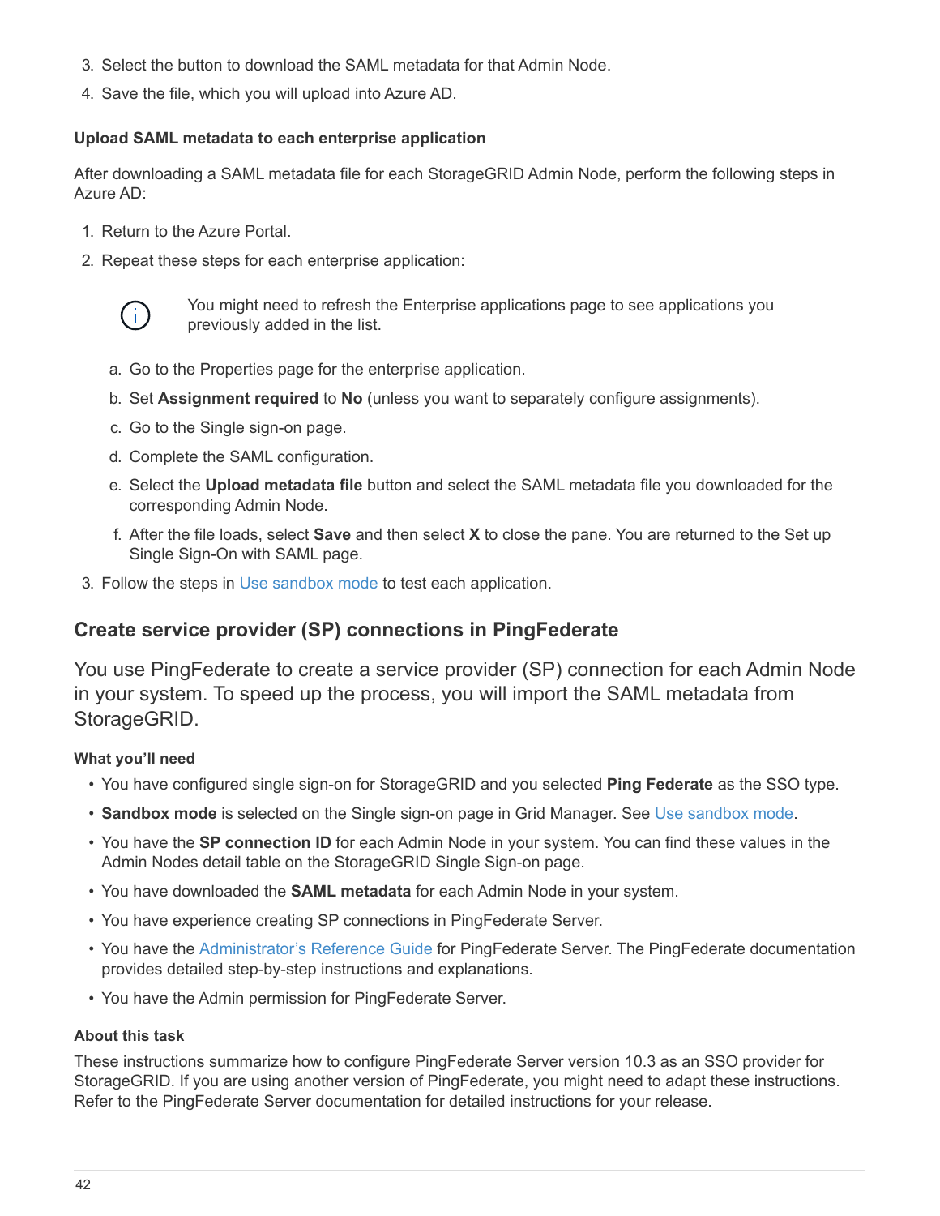3. Select the button to download the SAML metadata for that Admin Node.
4. Save the file, which you will upload into Azure AD.

#### Upload SAML metadata to each enterprise application

After downloading a SAML metadata file for each StorageGRID Admin Node, perform the following steps in Azure AD:

1. Return to the Azure Portal.
2. Repeat these steps for each enterprise application:

   > You might need to refresh the Enterprise applications page to see applications you previously added in the list.

   a. Go to the Properties page for the enterprise application.

   b. Set **Assignment required** to **No** (unless you want to separately configure assignments).

   c. Go to the Single sign-on page.

   d. Complete the SAML configuration.

   e. Select the **Upload metadata file** button and select the SAML metadata file you downloaded for the corresponding Admin Node.

   f. After the file loads, select **Save** and then select **X** to close the pane. You are returned to the Set up Single Sign-On with SAML page.
3. Follow the steps in Use sandbox mode to test each application.

## Create service provider (SP) connections in PingFederate

You use PingFederate to create a service provider (SP) connection for each Admin Node in your system. To speed up the process, you will import the SAML metadata from StorageGRID.

#### What you'll need

- You have configured single sign-on for StorageGRID and you selected **Ping Federate** as the SSO type.
- **Sandbox mode** is selected on the Single sign-on page in Grid Manager. See Use sandbox mode.
- You have the **SP connection ID** for each Admin Node in your system. You can find these values in the Admin Nodes detail table on the StorageGRID Single Sign-on page.
- You have downloaded the **SAML metadata** for each Admin Node in your system.
- You have experience creating SP connections in PingFederate Server.
- You have the Administrator's Reference Guide for PingFederate Server. The PingFederate documentation provides detailed step-by-step instructions and explanations.
- You have the Admin permission for PingFederate Server.

#### About this task

These instructions summarize how to configure PingFederate Server version 10.3 as an SSO provider for StorageGRID. If you are using another version of PingFederate, you might need to adapt these instructions. Refer to the PingFederate Server documentation for detailed instructions for your release.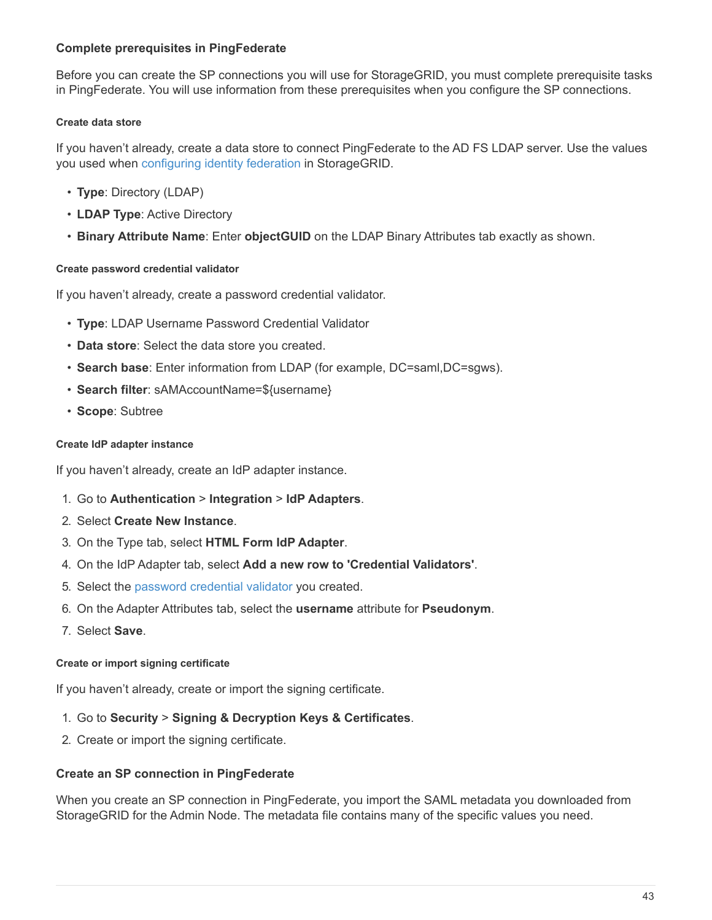### Complete prerequisites in PingFederate

Before you can create the SP connections you will use for StorageGRID, you must complete prerequisite tasks in PingFederate. You will use information from these prerequisites when you configure the SP connections.

#### Create data store

If you haven't already, create a data store to connect PingFederate to the AD FS LDAP server. Use the values you used when configuring identity federation in StorageGRID.

- **Type**: Directory (LDAP)
- **LDAP Type**: Active Directory
- **Binary Attribute Name**: Enter **objectGUID** on the LDAP Binary Attributes tab exactly as shown.

#### Create password credential validator

If you haven't already, create a password credential validator.

- **Type**: LDAP Username Password Credential Validator
- **Data store**: Select the data store you created.
- **Search base**: Enter information from LDAP (for example, DC=saml,DC=sgws).
- **Search filter**: sAMAccountName=${username}
- **Scope**: Subtree

#### Create IdP adapter instance

If you haven't already, create an IdP adapter instance.

1. Go to **Authentication** > **Integration** > **IdP Adapters**.
2. Select **Create New Instance**.
3. On the Type tab, select **HTML Form IdP Adapter**.
4. On the IdP Adapter tab, select **Add a new row to 'Credential Validators'**.
5. Select the password credential validator you created.
6. On the Adapter Attributes tab, select the **username** attribute for **Pseudonym**.
7. Select **Save**.

#### Create or import signing certificate

If you haven't already, create or import the signing certificate.

1. Go to **Security** > **Signing & Decryption Keys & Certificates**.
2. Create or import the signing certificate.

### Create an SP connection in PingFederate

When you create an SP connection in PingFederate, you import the SAML metadata you downloaded from StorageGRID for the Admin Node. The metadata file contains many of the specific values you need.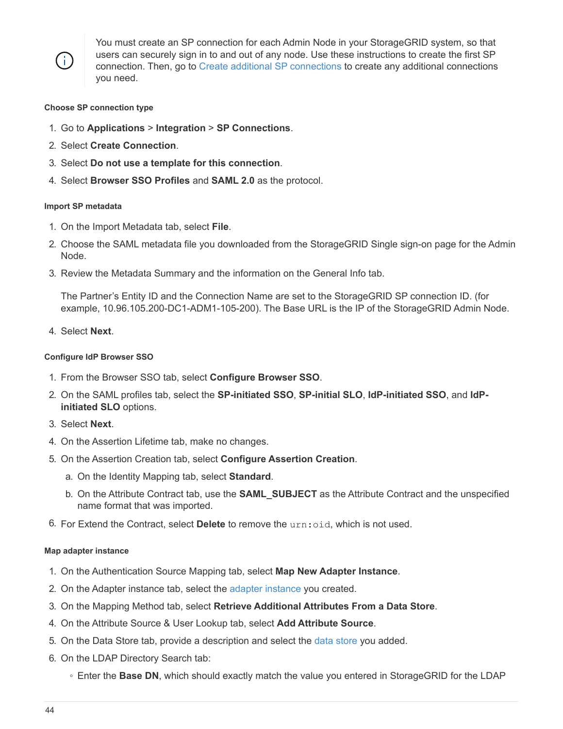> You must create an SP connection for each Admin Node in your StorageGRID system, so that users can securely sign in to and out of any node. Use these instructions to create the first SP connection. Then, go to Create additional SP connections to create any additional connections you need.

#### Choose SP connection type

1. Go to **Applications** > **Integration** > **SP Connections**.
2. Select **Create Connection**.
3. Select **Do not use a template for this connection**.
4. Select **Browser SSO Profiles** and **SAML 2.0** as the protocol.

#### Import SP metadata

1. On the Import Metadata tab, select **File**.
2. Choose the SAML metadata file you downloaded from the StorageGRID Single sign-on page for the Admin Node.
3. Review the Metadata Summary and the information on the General Info tab.

   The Partner's Entity ID and the Connection Name are set to the StorageGRID SP connection ID. (for example, 10.96.105.200-DC1-ADM1-105-200). The Base URL is the IP of the StorageGRID Admin Node.

4. Select **Next**.

#### Configure IdP Browser SSO

1. From the Browser SSO tab, select **Configure Browser SSO**.
2. On the SAML profiles tab, select the **SP-initiated SSO**, **SP-initial SLO**, **IdP-initiated SSO**, and **IdP-initiated SLO** options.
3. Select **Next**.
4. On the Assertion Lifetime tab, make no changes.
5. On the Assertion Creation tab, select **Configure Assertion Creation**.
   a. On the Identity Mapping tab, select **Standard**.
   b. On the Attribute Contract tab, use the **SAML_SUBJECT** as the Attribute Contract and the unspecified name format that was imported.
6. For Extend the Contract, select **Delete** to remove the `urn:oid`, which is not used.

#### Map adapter instance

1. On the Authentication Source Mapping tab, select **Map New Adapter Instance**.
2. On the Adapter instance tab, select the adapter instance you created.
3. On the Mapping Method tab, select **Retrieve Additional Attributes From a Data Store**.
4. On the Attribute Source & User Lookup tab, select **Add Attribute Source**.
5. On the Data Store tab, provide a description and select the data store you added.
6. On the LDAP Directory Search tab:
   - Enter the **Base DN**, which should exactly match the value you entered in StorageGRID for the LDAP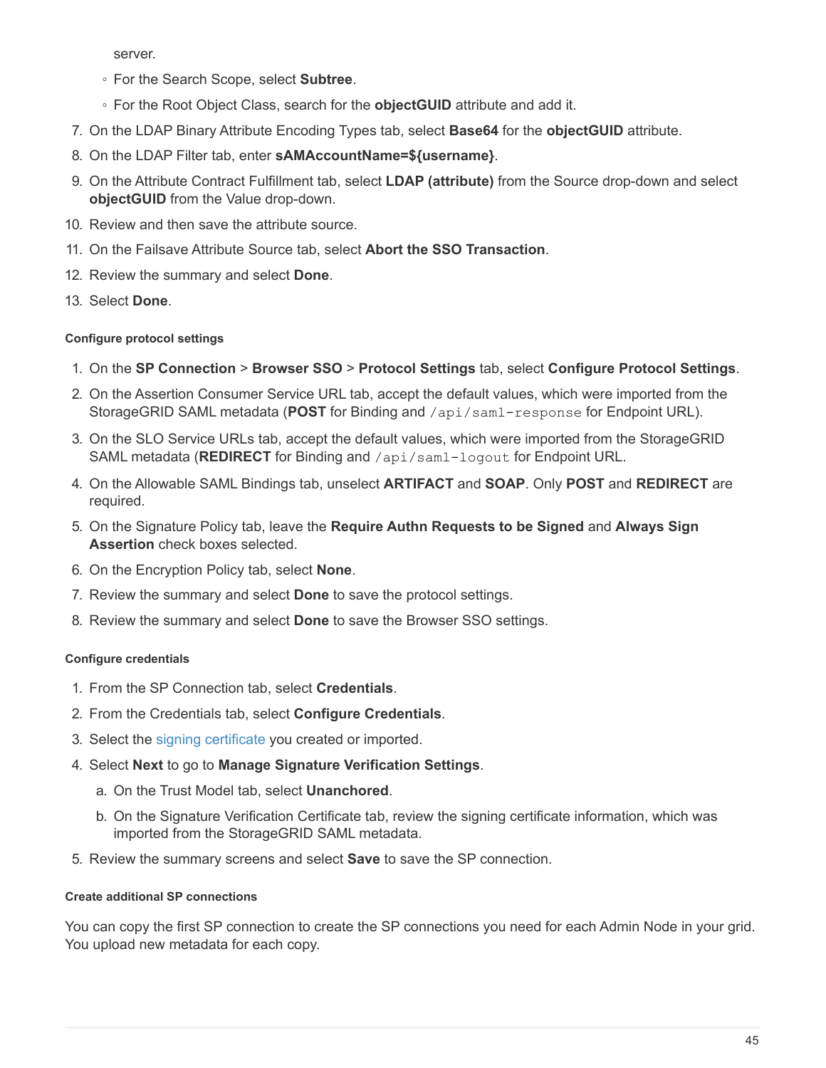server.

  - For the Search Scope, select **Subtree**.
  - For the Root Object Class, search for the **objectGUID** attribute and add it.

7. On the LDAP Binary Attribute Encoding Types tab, select **Base64** for the **objectGUID** attribute.
8. On the LDAP Filter tab, enter **sAMAccountName=${username}**.
9. On the Attribute Contract Fulfillment tab, select **LDAP (attribute)** from the Source drop-down and select **objectGUID** from the Value drop-down.
10. Review and then save the attribute source.
11. On the Failsave Attribute Source tab, select **Abort the SSO Transaction**.
12. Review the summary and select **Done**.
13. Select **Done**.

#### Configure protocol settings

1. On the **SP Connection** > **Browser SSO** > **Protocol Settings** tab, select **Configure Protocol Settings**.
2. On the Assertion Consumer Service URL tab, accept the default values, which were imported from the StorageGRID SAML metadata (**POST** for Binding and `/api/saml-response` for Endpoint URL).
3. On the SLO Service URLs tab, accept the default values, which were imported from the StorageGRID SAML metadata (**REDIRECT** for Binding and `/api/saml-logout` for Endpoint URL.
4. On the Allowable SAML Bindings tab, unselect **ARTIFACT** and **SOAP**. Only **POST** and **REDIRECT** are required.
5. On the Signature Policy tab, leave the **Require Authn Requests to be Signed** and **Always Sign Assertion** check boxes selected.
6. On the Encryption Policy tab, select **None**.
7. Review the summary and select **Done** to save the protocol settings.
8. Review the summary and select **Done** to save the Browser SSO settings.

#### Configure credentials

1. From the SP Connection tab, select **Credentials**.
2. From the Credentials tab, select **Configure Credentials**.
3. Select the signing certificate you created or imported.
4. Select **Next** to go to **Manage Signature Verification Settings**.
   a. On the Trust Model tab, select **Unanchored**.
   b. On the Signature Verification Certificate tab, review the signing certificate information, which was imported from the StorageGRID SAML metadata.
5. Review the summary screens and select **Save** to save the SP connection.

#### Create additional SP connections

You can copy the first SP connection to create the SP connections you need for each Admin Node in your grid. You upload new metadata for each copy.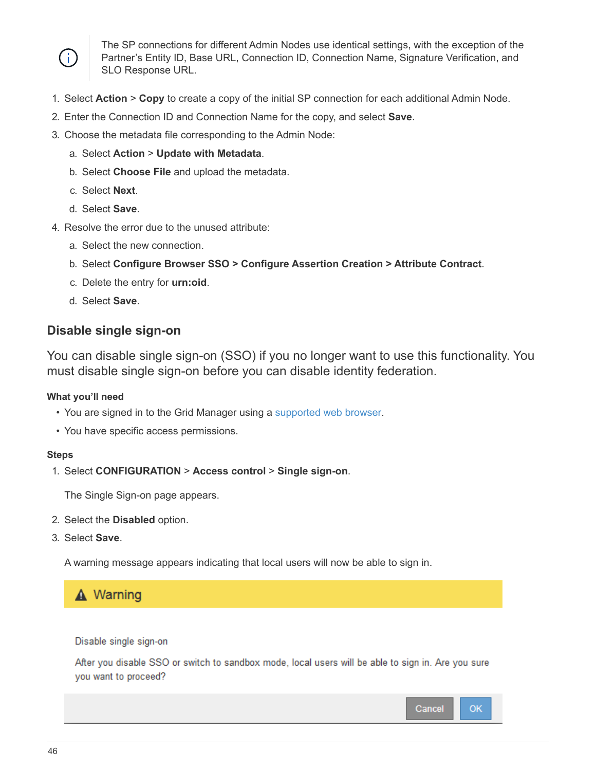> The SP connections for different Admin Nodes use identical settings, with the exception of the Partner's Entity ID, Base URL, Connection ID, Connection Name, Signature Verification, and SLO Response URL.

1. Select **Action** > **Copy** to create a copy of the initial SP connection for each additional Admin Node.
2. Enter the Connection ID and Connection Name for the copy, and select **Save**.
3. Choose the metadata file corresponding to the Admin Node:
   a. Select **Action** > **Update with Metadata**.
   b. Select **Choose File** and upload the metadata.
   c. Select **Next**.
   d. Select **Save**.
4. Resolve the error due to the unused attribute:
   a. Select the new connection.
   b. Select **Configure Browser SSO > Configure Assertion Creation > Attribute Contract**.
   c. Delete the entry for **urn:oid**.
   d. Select **Save**.

## Disable single sign-on

You can disable single sign-on (SSO) if you no longer want to use this functionality. You must disable single sign-on before you can disable identity federation.

#### What you'll need

- You are signed in to the Grid Manager using a supported web browser.
- You have specific access permissions.

#### Steps

1. Select **CONFIGURATION** > **Access control** > **Single sign-on**.

   The Single Sign-on page appears.

2. Select the **Disabled** option.
3. Select **Save**.

   A warning message appears indicating that local users will now be able to sign in.

   **Warning**

   Disable single sign-on

   After you disable SSO or switch to sandbox mode, local users will be able to sign in. Are you sure you want to proceed?

   Cancel | OK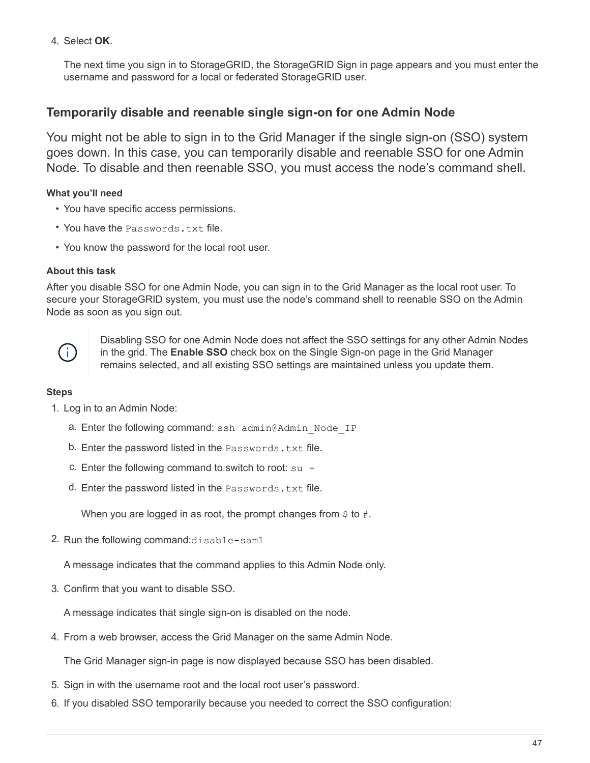4. Select **OK**.

   The next time you sign in to StorageGRID, the StorageGRID Sign in page appears and you must enter the username and password for a local or federated StorageGRID user.

## Temporarily disable and reenable single sign-on for one Admin Node

You might not be able to sign in to the Grid Manager if the single sign-on (SSO) system goes down. In this case, you can temporarily disable and reenable SSO for one Admin Node. To disable and then reenable SSO, you must access the node's command shell.

#### What you'll need

- You have specific access permissions.
- You have the `Passwords.txt` file.
- You know the password for the local root user.

#### About this task

After you disable SSO for one Admin Node, you can sign in to the Grid Manager as the local root user. To secure your StorageGRID system, you must use the node's command shell to reenable SSO on the Admin Node as soon as you sign out.

> Disabling SSO for one Admin Node does not affect the SSO settings for any other Admin Nodes in the grid. The **Enable SSO** check box on the Single Sign-on page in the Grid Manager remains selected, and all existing SSO settings are maintained unless you update them.

#### Steps

1. Log in to an Admin Node:
   a. Enter the following command: `ssh admin@Admin_Node_IP`
   b. Enter the password listed in the `Passwords.txt` file.
   c. Enter the following command to switch to root: `su -`
   d. Enter the password listed in the `Passwords.txt` file.

      When you are logged in as root, the prompt changes from `$` to `#`.

2. Run the following command:`disable-saml`

   A message indicates that the command applies to this Admin Node only.

3. Confirm that you want to disable SSO.

   A message indicates that single sign-on is disabled on the node.

4. From a web browser, access the Grid Manager on the same Admin Node.

   The Grid Manager sign-in page is now displayed because SSO has been disabled.

5. Sign in with the username root and the local root user's password.
6. If you disabled SSO temporarily because you needed to correct the SSO configuration: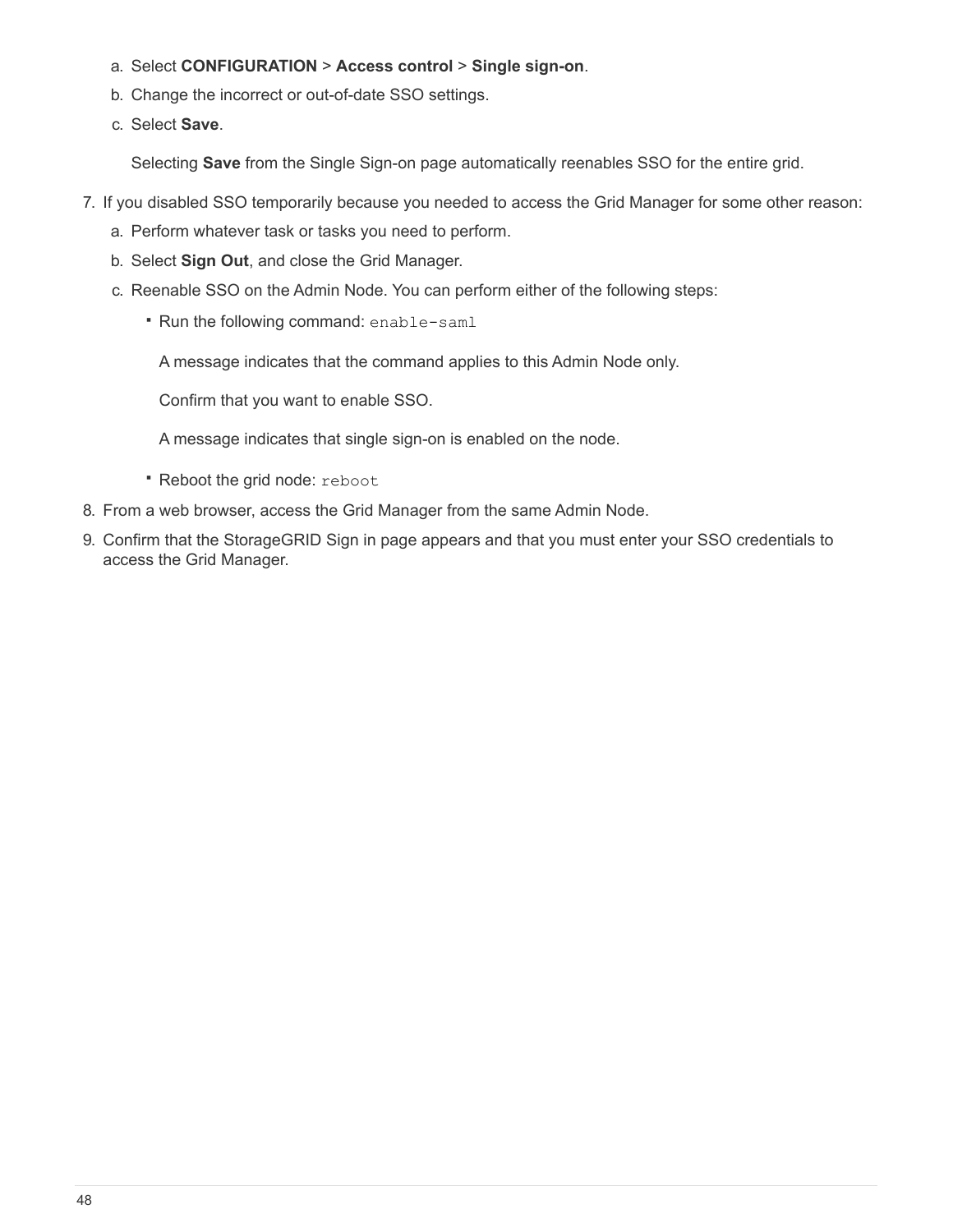a. Select **CONFIGURATION** > **Access control** > **Single sign-on**.

b. Change the incorrect or out-of-date SSO settings.

c. Select **Save**.

   Selecting **Save** from the Single Sign-on page automatically reenables SSO for the entire grid.

7. If you disabled SSO temporarily because you needed to access the Grid Manager for some other reason:

   a. Perform whatever task or tasks you need to perform.

   b. Select **Sign Out**, and close the Grid Manager.

   c. Reenable SSO on the Admin Node. You can perform either of the following steps:

      - Run the following command: `enable-saml`

        A message indicates that the command applies to this Admin Node only.

        Confirm that you want to enable SSO.

        A message indicates that single sign-on is enabled on the node.

      - Reboot the grid node: `reboot`

8. From a web browser, access the Grid Manager from the same Admin Node.

9. Confirm that the StorageGRID Sign in page appears and that you must enter your SSO credentials to access the Grid Manager.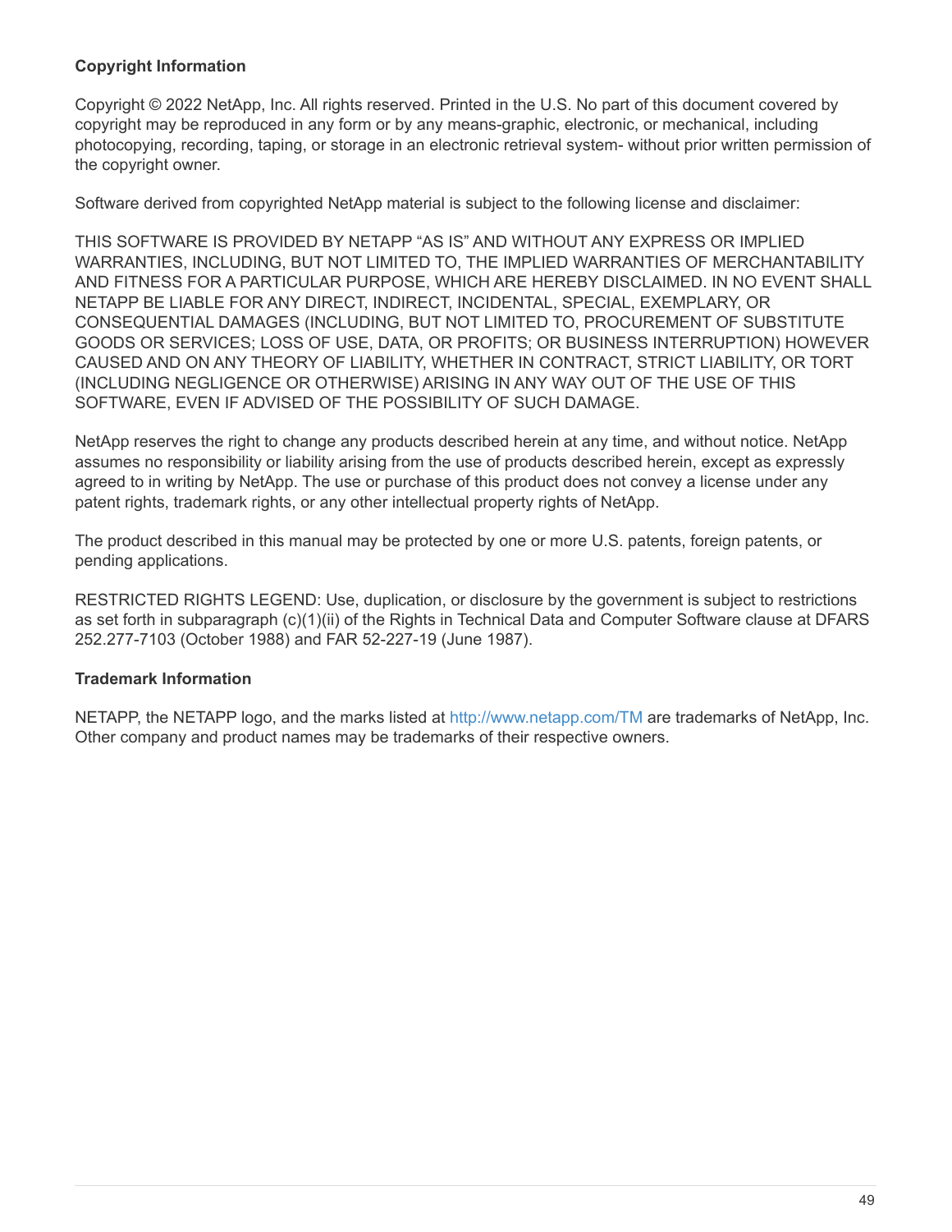### Copyright Information

Copyright © 2022 NetApp, Inc. All rights reserved. Printed in the U.S. No part of this document covered by copyright may be reproduced in any form or by any means-graphic, electronic, or mechanical, including photocopying, recording, taping, or storage in an electronic retrieval system- without prior written permission of the copyright owner.

Software derived from copyrighted NetApp material is subject to the following license and disclaimer:

THIS SOFTWARE IS PROVIDED BY NETAPP “AS IS” AND WITHOUT ANY EXPRESS OR IMPLIED WARRANTIES, INCLUDING, BUT NOT LIMITED TO, THE IMPLIED WARRANTIES OF MERCHANTABILITY AND FITNESS FOR A PARTICULAR PURPOSE, WHICH ARE HEREBY DISCLAIMED. IN NO EVENT SHALL NETAPP BE LIABLE FOR ANY DIRECT, INDIRECT, INCIDENTAL, SPECIAL, EXEMPLARY, OR CONSEQUENTIAL DAMAGES (INCLUDING, BUT NOT LIMITED TO, PROCUREMENT OF SUBSTITUTE GOODS OR SERVICES; LOSS OF USE, DATA, OR PROFITS; OR BUSINESS INTERRUPTION) HOWEVER CAUSED AND ON ANY THEORY OF LIABILITY, WHETHER IN CONTRACT, STRICT LIABILITY, OR TORT (INCLUDING NEGLIGENCE OR OTHERWISE) ARISING IN ANY WAY OUT OF THE USE OF THIS SOFTWARE, EVEN IF ADVISED OF THE POSSIBILITY OF SUCH DAMAGE.

NetApp reserves the right to change any products described herein at any time, and without notice. NetApp assumes no responsibility or liability arising from the use of products described herein, except as expressly agreed to in writing by NetApp. The use or purchase of this product does not convey a license under any patent rights, trademark rights, or any other intellectual property rights of NetApp.

The product described in this manual may be protected by one or more U.S. patents, foreign patents, or pending applications.

RESTRICTED RIGHTS LEGEND: Use, duplication, or disclosure by the government is subject to restrictions as set forth in subparagraph (c)(1)(ii) of the Rights in Technical Data and Computer Software clause at DFARS 252.277-7103 (October 1988) and FAR 52-227-19 (June 1987).

### Trademark Information

NETAPP, the NETAPP logo, and the marks listed at http://www.netapp.com/TM are trademarks of NetApp, Inc. Other company and product names may be trademarks of their respective owners.